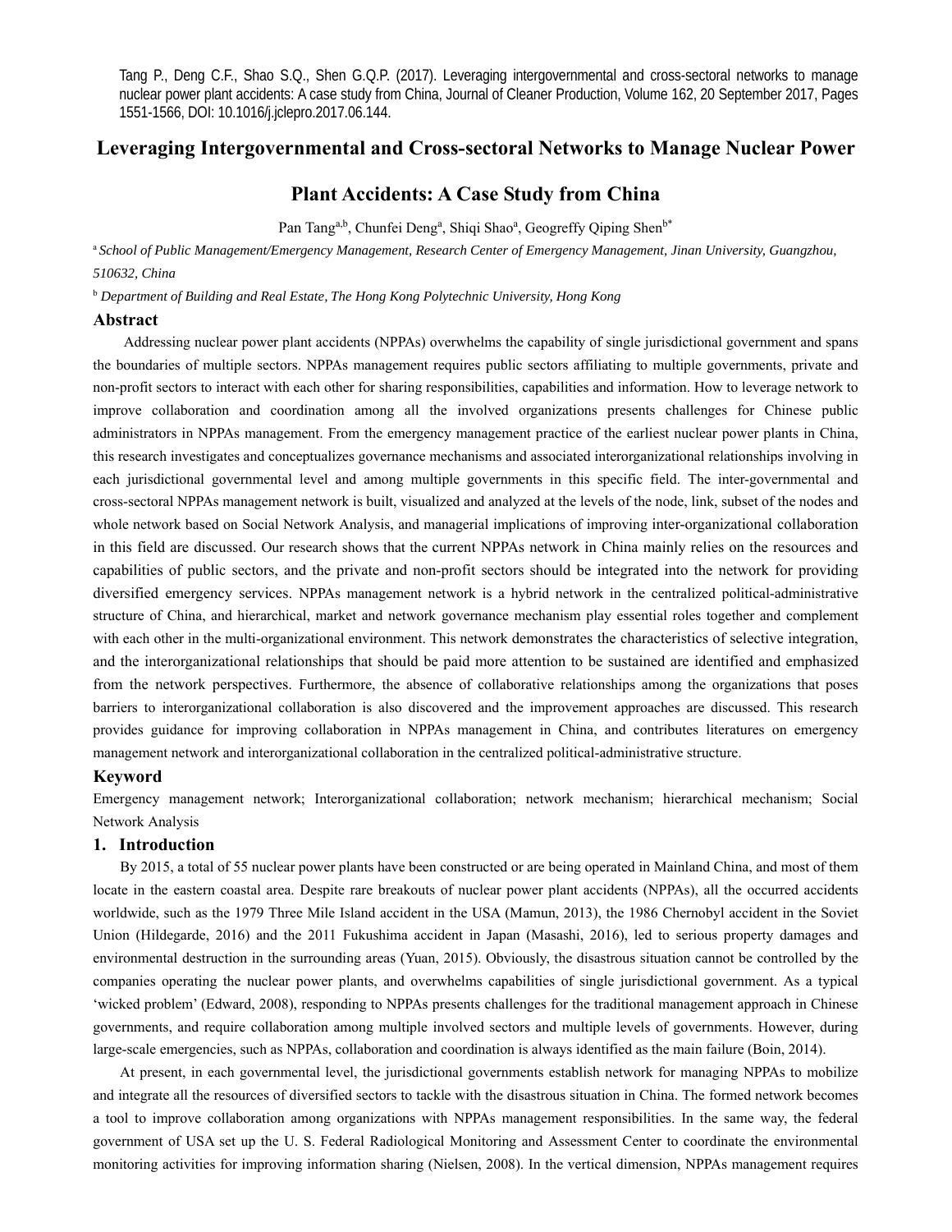Tang P., Deng C.F., Shao S.Q., Shen G.Q.P. (2017). Leveraging intergovernmental and cross-sectoral networks to manage nuclear power plant accidents: A case study from China, Journal of Cleaner Production, Volume 162, 20 September 2017, Pages 1551-1566, DOI: 10.1016/j.jclepro.2017.06.144.

# Leveraging Intergovernmental and Cross-sectoral Networks to Manage Nuclear Power Plant Accidents: A Case Study from China

Pan Tang[a,b], Chunfei Deng[a], Shiqi Shao[a], Geogreffy Qiping Shen[b*]

[a] *School of Public Management/Emergency Management, Research Center of Emergency Management, Jinan University, Guangzhou, 510632, China*

[b] *Department of Building and Real Estate, The Hong Kong Polytechnic University, Hong Kong*

## Abstract

Addressing nuclear power plant accidents (NPPAs) overwhelms the capability of single jurisdictional government and spans the boundaries of multiple sectors. NPPAs management requires public sectors affiliating to multiple governments, private and non-profit sectors to interact with each other for sharing responsibilities, capabilities and information. How to leverage network to improve collaboration and coordination among all the involved organizations presents challenges for Chinese public administrators in NPPAs management. From the emergency management practice of the earliest nuclear power plants in China, this research investigates and conceptualizes governance mechanisms and associated interorganizational relationships involving in each jurisdictional governmental level and among multiple governments in this specific field. The inter-governmental and cross-sectoral NPPAs management network is built, visualized and analyzed at the levels of the node, link, subset of the nodes and whole network based on Social Network Analysis, and managerial implications of improving inter-organizational collaboration in this field are discussed. Our research shows that the current NPPAs network in China mainly relies on the resources and capabilities of public sectors, and the private and non-profit sectors should be integrated into the network for providing diversified emergency services. NPPAs management network is a hybrid network in the centralized political-administrative structure of China, and hierarchical, market and network governance mechanism play essential roles together and complement with each other in the multi-organizational environment. This network demonstrates the characteristics of selective integration, and the interorganizational relationships that should be paid more attention to be sustained are identified and emphasized from the network perspectives. Furthermore, the absence of collaborative relationships among the organizations that poses barriers to interorganizational collaboration is also discovered and the improvement approaches are discussed. This research provides guidance for improving collaboration in NPPAs management in China, and contributes literatures on emergency management network and interorganizational collaboration in the centralized political-administrative structure.

## Keyword

Emergency management network; Interorganizational collaboration; network mechanism; hierarchical mechanism; Social Network Analysis

## 1. Introduction

By 2015, a total of 55 nuclear power plants have been constructed or are being operated in Mainland China, and most of them locate in the eastern coastal area. Despite rare breakouts of nuclear power plant accidents (NPPAs), all the occurred accidents worldwide, such as the 1979 Three Mile Island accident in the USA (Mamun, 2013), the 1986 Chernobyl accident in the Soviet Union (Hildegarde, 2016) and the 2011 Fukushima accident in Japan (Masashi, 2016), led to serious property damages and environmental destruction in the surrounding areas (Yuan, 2015). Obviously, the disastrous situation cannot be controlled by the companies operating the nuclear power plants, and overwhelms capabilities of single jurisdictional government. As a typical 'wicked problem' (Edward, 2008), responding to NPPAs presents challenges for the traditional management approach in Chinese governments, and require collaboration among multiple involved sectors and multiple levels of governments. However, during large-scale emergencies, such as NPPAs, collaboration and coordination is always identified as the main failure (Boin, 2014).

At present, in each governmental level, the jurisdictional governments establish network for managing NPPAs to mobilize and integrate all the resources of diversified sectors to tackle with the disastrous situation in China. The formed network becomes a tool to improve collaboration among organizations with NPPAs management responsibilities. In the same way, the federal government of USA set up the U. S. Federal Radiological Monitoring and Assessment Center to coordinate the environmental monitoring activities for improving information sharing (Nielsen, 2008). In the vertical dimension, NPPAs management requires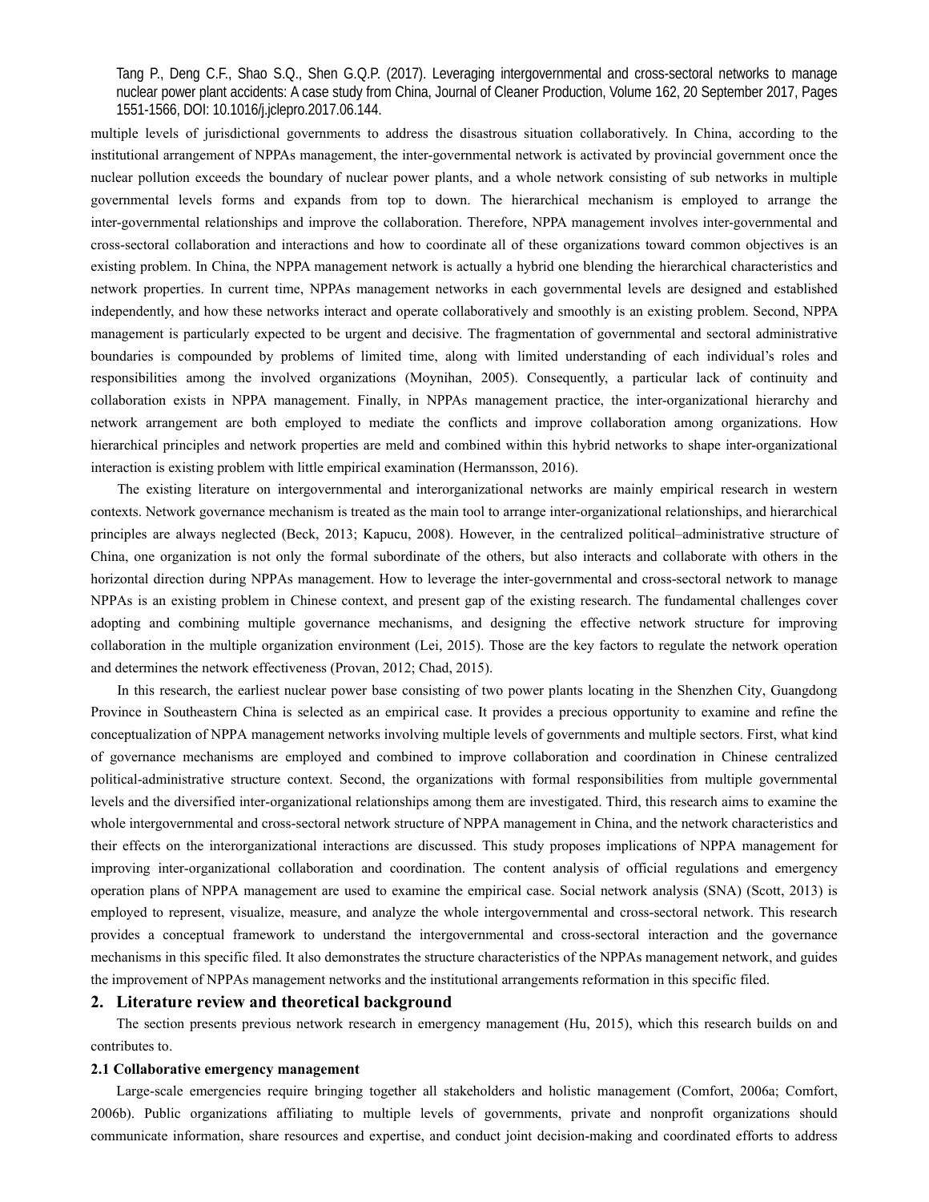multiple levels of jurisdictional governments to address the disastrous situation collaboratively. In China, according to the institutional arrangement of NPPAs management, the inter-governmental network is activated by provincial government once the nuclear pollution exceeds the boundary of nuclear power plants, and a whole network consisting of sub networks in multiple governmental levels forms and expands from top to down. The hierarchical mechanism is employed to arrange the inter-governmental relationships and improve the collaboration. Therefore, NPPA management involves inter-governmental and cross-sectoral collaboration and interactions and how to coordinate all of these organizations toward common objectives is an existing problem. In China, the NPPA management network is actually a hybrid one blending the hierarchical characteristics and network properties. In current time, NPPAs management networks in each governmental levels are designed and established independently, and how these networks interact and operate collaboratively and smoothly is an existing problem. Second, NPPA management is particularly expected to be urgent and decisive. The fragmentation of governmental and sectoral administrative boundaries is compounded by problems of limited time, along with limited understanding of each individual's roles and responsibilities among the involved organizations (Moynihan, 2005). Consequently, a particular lack of continuity and collaboration exists in NPPA management. Finally, in NPPAs management practice, the inter-organizational hierarchy and network arrangement are both employed to mediate the conflicts and improve collaboration among organizations. How hierarchical principles and network properties are meld and combined within this hybrid networks to shape inter-organizational interaction is existing problem with little empirical examination (Hermansson, 2016).

The existing literature on intergovernmental and interorganizational networks are mainly empirical research in western contexts. Network governance mechanism is treated as the main tool to arrange inter-organizational relationships, and hierarchical principles are always neglected (Beck, 2013; Kapucu, 2008). However, in the centralized political–administrative structure of China, one organization is not only the formal subordinate of the others, but also interacts and collaborate with others in the horizontal direction during NPPAs management. How to leverage the inter-governmental and cross-sectoral network to manage NPPAs is an existing problem in Chinese context, and present gap of the existing research. The fundamental challenges cover adopting and combining multiple governance mechanisms, and designing the effective network structure for improving collaboration in the multiple organization environment (Lei, 2015). Those are the key factors to regulate the network operation and determines the network effectiveness (Provan, 2012; Chad, 2015).

In this research, the earliest nuclear power base consisting of two power plants locating in the Shenzhen City, Guangdong Province in Southeastern China is selected as an empirical case. It provides a precious opportunity to examine and refine the conceptualization of NPPA management networks involving multiple levels of governments and multiple sectors. First, what kind of governance mechanisms are employed and combined to improve collaboration and coordination in Chinese centralized political-administrative structure context. Second, the organizations with formal responsibilities from multiple governmental levels and the diversified inter-organizational relationships among them are investigated. Third, this research aims to examine the whole intergovernmental and cross-sectoral network structure of NPPA management in China, and the network characteristics and their effects on the interorganizational interactions are discussed. This study proposes implications of NPPA management for improving inter-organizational collaboration and coordination. The content analysis of official regulations and emergency operation plans of NPPA management are used to examine the empirical case. Social network analysis (SNA) (Scott, 2013) is employed to represent, visualize, measure, and analyze the whole intergovernmental and cross-sectoral network. This research provides a conceptual framework to understand the intergovernmental and cross-sectoral interaction and the governance mechanisms in this specific filed. It also demonstrates the structure characteristics of the NPPAs management network, and guides the improvement of NPPAs management networks and the institutional arrangements reformation in this specific filed.

## 2. Literature review and theoretical background

The section presents previous network research in emergency management (Hu, 2015), which this research builds on and contributes to.

### 2.1 Collaborative emergency management

Large-scale emergencies require bringing together all stakeholders and holistic management (Comfort, 2006a; Comfort, 2006b). Public organizations affiliating to multiple levels of governments, private and nonprofit organizations should communicate information, share resources and expertise, and conduct joint decision-making and coordinated efforts to address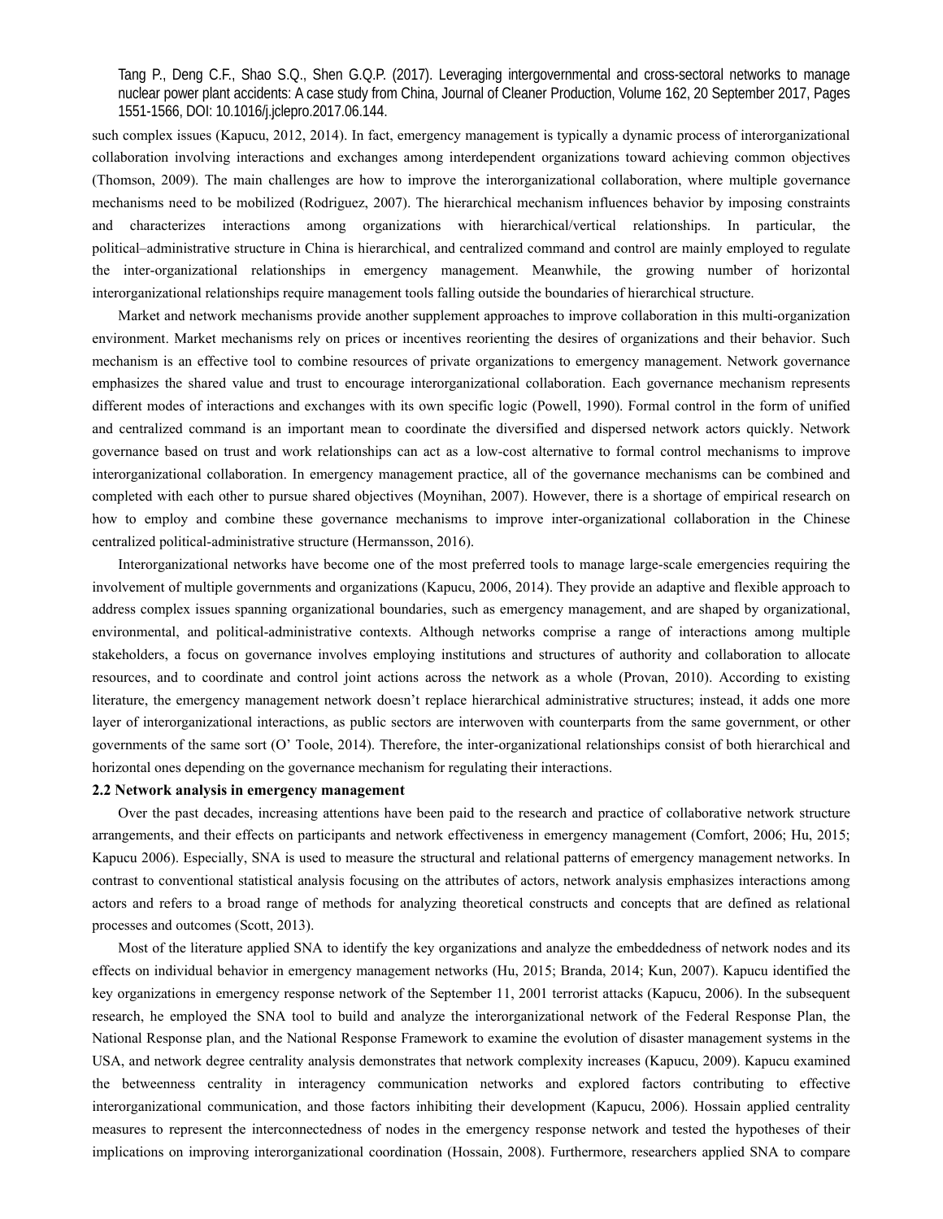such complex issues (Kapucu, 2012, 2014). In fact, emergency management is typically a dynamic process of interorganizational collaboration involving interactions and exchanges among interdependent organizations toward achieving common objectives (Thomson, 2009). The main challenges are how to improve the interorganizational collaboration, where multiple governance mechanisms need to be mobilized (Rodriguez, 2007). The hierarchical mechanism influences behavior by imposing constraints and characterizes interactions among organizations with hierarchical/vertical relationships. In particular, the political–administrative structure in China is hierarchical, and centralized command and control are mainly employed to regulate the inter-organizational relationships in emergency management. Meanwhile, the growing number of horizontal interorganizational relationships require management tools falling outside the boundaries of hierarchical structure.

Market and network mechanisms provide another supplement approaches to improve collaboration in this multi-organization environment. Market mechanisms rely on prices or incentives reorienting the desires of organizations and their behavior. Such mechanism is an effective tool to combine resources of private organizations to emergency management. Network governance emphasizes the shared value and trust to encourage interorganizational collaboration. Each governance mechanism represents different modes of interactions and exchanges with its own specific logic (Powell, 1990). Formal control in the form of unified and centralized command is an important mean to coordinate the diversified and dispersed network actors quickly. Network governance based on trust and work relationships can act as a low-cost alternative to formal control mechanisms to improve interorganizational collaboration. In emergency management practice, all of the governance mechanisms can be combined and completed with each other to pursue shared objectives (Moynihan, 2007). However, there is a shortage of empirical research on how to employ and combine these governance mechanisms to improve inter-organizational collaboration in the Chinese centralized political-administrative structure (Hermansson, 2016).

Interorganizational networks have become one of the most preferred tools to manage large-scale emergencies requiring the involvement of multiple governments and organizations (Kapucu, 2006, 2014). They provide an adaptive and flexible approach to address complex issues spanning organizational boundaries, such as emergency management, and are shaped by organizational, environmental, and political-administrative contexts. Although networks comprise a range of interactions among multiple stakeholders, a focus on governance involves employing institutions and structures of authority and collaboration to allocate resources, and to coordinate and control joint actions across the network as a whole (Provan, 2010). According to existing literature, the emergency management network doesn't replace hierarchical administrative structures; instead, it adds one more layer of interorganizational interactions, as public sectors are interwoven with counterparts from the same government, or other governments of the same sort (O' Toole, 2014). Therefore, the inter-organizational relationships consist of both hierarchical and horizontal ones depending on the governance mechanism for regulating their interactions.

### 2.2 Network analysis in emergency management

Over the past decades, increasing attentions have been paid to the research and practice of collaborative network structure arrangements, and their effects on participants and network effectiveness in emergency management (Comfort, 2006; Hu, 2015; Kapucu 2006). Especially, SNA is used to measure the structural and relational patterns of emergency management networks. In contrast to conventional statistical analysis focusing on the attributes of actors, network analysis emphasizes interactions among actors and refers to a broad range of methods for analyzing theoretical constructs and concepts that are defined as relational processes and outcomes (Scott, 2013).

Most of the literature applied SNA to identify the key organizations and analyze the embeddedness of network nodes and its effects on individual behavior in emergency management networks (Hu, 2015; Branda, 2014; Kun, 2007). Kapucu identified the key organizations in emergency response network of the September 11, 2001 terrorist attacks (Kapucu, 2006). In the subsequent research, he employed the SNA tool to build and analyze the interorganizational network of the Federal Response Plan, the National Response plan, and the National Response Framework to examine the evolution of disaster management systems in the USA, and network degree centrality analysis demonstrates that network complexity increases (Kapucu, 2009). Kapucu examined the betweenness centrality in interagency communication networks and explored factors contributing to effective interorganizational communication, and those factors inhibiting their development (Kapucu, 2006). Hossain applied centrality measures to represent the interconnectedness of nodes in the emergency response network and tested the hypotheses of their implications on improving interorganizational coordination (Hossain, 2008). Furthermore, researchers applied SNA to compare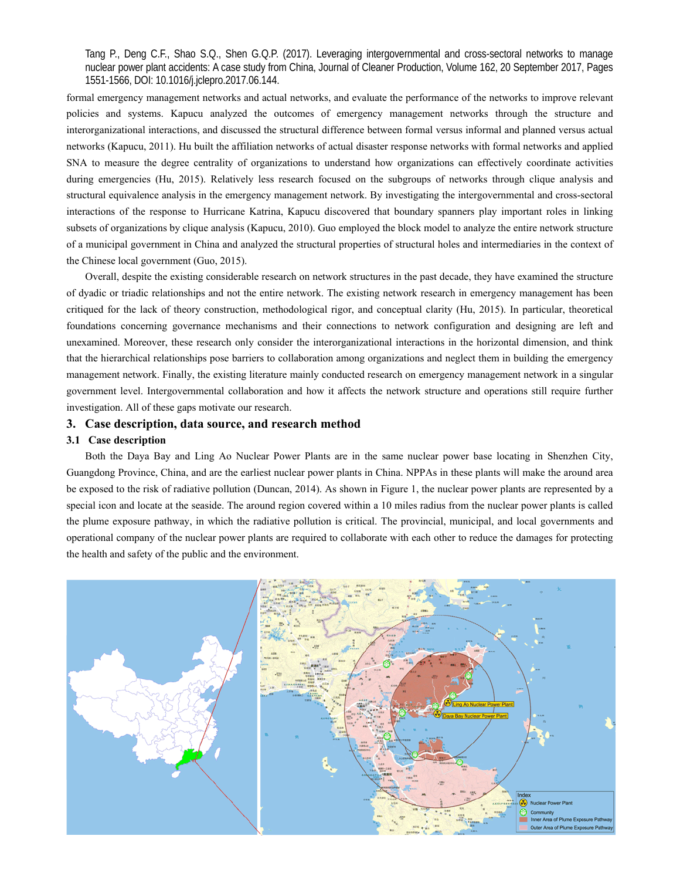formal emergency management networks and actual networks, and evaluate the performance of the networks to improve relevant policies and systems. Kapucu analyzed the outcomes of emergency management networks through the structure and interorganizational interactions, and discussed the structural difference between formal versus informal and planned versus actual networks (Kapucu, 2011). Hu built the affiliation networks of actual disaster response networks with formal networks and applied SNA to measure the degree centrality of organizations to understand how organizations can effectively coordinate activities during emergencies (Hu, 2015). Relatively less research focused on the subgroups of networks through clique analysis and structural equivalence analysis in the emergency management network. By investigating the intergovernmental and cross-sectoral interactions of the response to Hurricane Katrina, Kapucu discovered that boundary spanners play important roles in linking subsets of organizations by clique analysis (Kapucu, 2010). Guo employed the block model to analyze the entire network structure of a municipal government in China and analyzed the structural properties of structural holes and intermediaries in the context of the Chinese local government (Guo, 2015).

Overall, despite the existing considerable research on network structures in the past decade, they have examined the structure of dyadic or triadic relationships and not the entire network. The existing network research in emergency management has been critiqued for the lack of theory construction, methodological rigor, and conceptual clarity (Hu, 2015). In particular, theoretical foundations concerning governance mechanisms and their connections to network configuration and designing are left and unexamined. Moreover, these research only consider the interorganizational interactions in the horizontal dimension, and think that the hierarchical relationships pose barriers to collaboration among organizations and neglect them in building the emergency management network. Finally, the existing literature mainly conducted research on emergency management network in a singular government level. Intergovernmental collaboration and how it affects the network structure and operations still require further investigation. All of these gaps motivate our research.

## 3. Case description, data source, and research method

### 3.1 Case description

Both the Daya Bay and Ling Ao Nuclear Power Plants are in the same nuclear power base locating in Shenzhen City, Guangdong Province, China, and are the earliest nuclear power plants in China. NPPAs in these plants will make the around area be exposed to the risk of radiative pollution (Duncan, 2014). As shown in Figure 1, the nuclear power plants are represented by a special icon and locate at the seaside. The around region covered within a 10 miles radius from the nuclear power plants is called the plume exposure pathway, in which the radiative pollution is critical. The provincial, municipal, and local governments and operational company of the nuclear power plants are required to collaborate with each other to reduce the damages for protecting the health and safety of the public and the environment.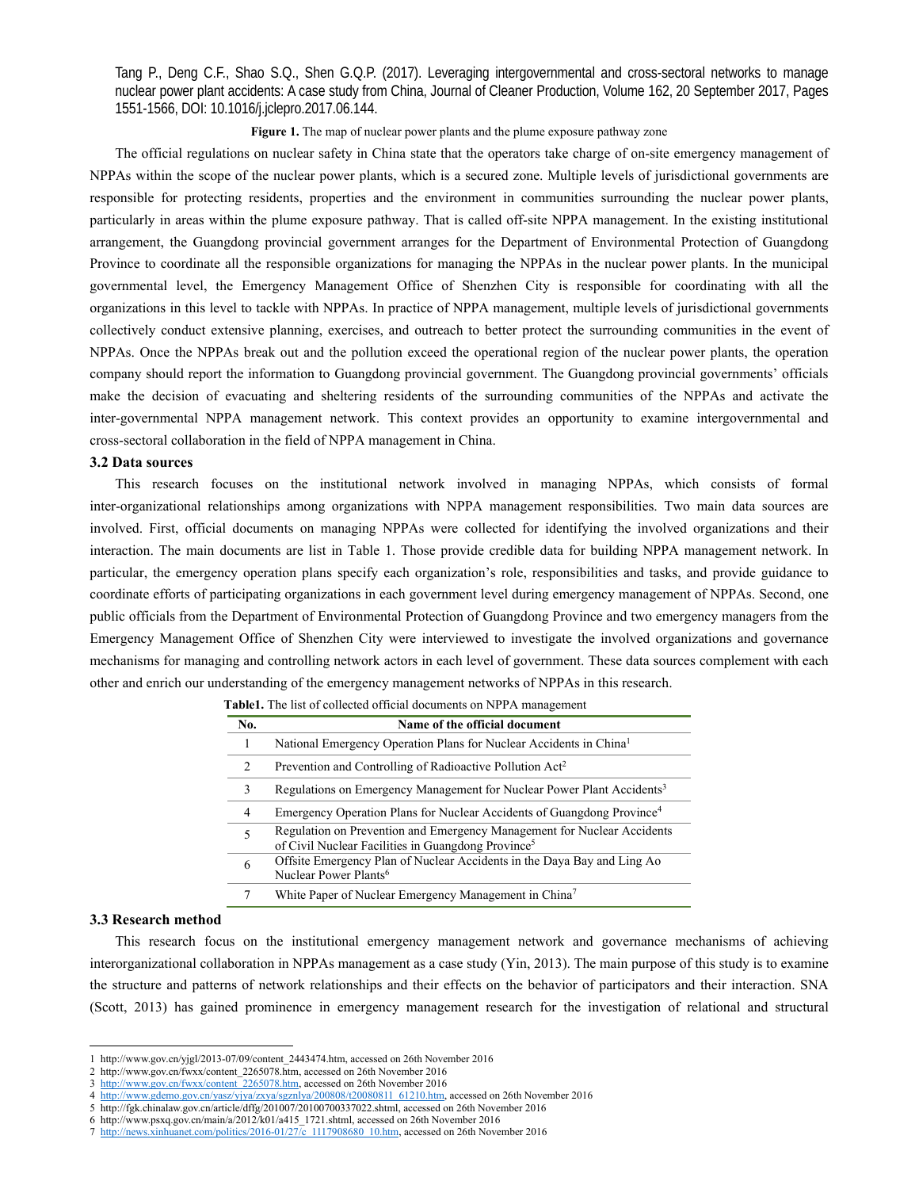Figure 1. The map of nuclear power plants and the plume exposure pathway zone

The official regulations on nuclear safety in China state that the operators take charge of on-site emergency management of NPPAs within the scope of the nuclear power plants, which is a secured zone. Multiple levels of jurisdictional governments are responsible for protecting residents, properties and the environment in communities surrounding the nuclear power plants, particularly in areas within the plume exposure pathway. That is called off-site NPPA management. In the existing institutional arrangement, the Guangdong provincial government arranges for the Department of Environmental Protection of Guangdong Province to coordinate all the responsible organizations for managing the NPPAs in the nuclear power plants. In the municipal governmental level, the Emergency Management Office of Shenzhen City is responsible for coordinating with all the organizations in this level to tackle with NPPAs. In practice of NPPA management, multiple levels of jurisdictional governments collectively conduct extensive planning, exercises, and outreach to better protect the surrounding communities in the event of NPPAs. Once the NPPAs break out and the pollution exceed the operational region of the nuclear power plants, the operation company should report the information to Guangdong provincial government. The Guangdong provincial governments' officials make the decision of evacuating and sheltering residents of the surrounding communities of the NPPAs and activate the inter-governmental NPPA management network. This context provides an opportunity to examine intergovernmental and cross-sectoral collaboration in the field of NPPA management in China.

### 3.2 Data sources

This research focuses on the institutional network involved in managing NPPAs, which consists of formal inter-organizational relationships among organizations with NPPA management responsibilities. Two main data sources are involved. First, official documents on managing NPPAs were collected for identifying the involved organizations and their interaction. The main documents are list in Table 1. Those provide credible data for building NPPA management network. In particular, the emergency operation plans specify each organization's role, responsibilities and tasks, and provide guidance to coordinate efforts of participating organizations in each government level during emergency management of NPPAs. Second, one public officials from the Department of Environmental Protection of Guangdong Province and two emergency managers from the Emergency Management Office of Shenzhen City were interviewed to investigate the involved organizations and governance mechanisms for managing and controlling network actors in each level of government. These data sources complement with each other and enrich our understanding of the emergency management networks of NPPAs in this research.

**Table1.** The list of collected official documents on NPPA management

| No. | Name of the official document |
|---|---|
| 1 | National Emergency Operation Plans for Nuclear Accidents in China[1] |
| 2 | Prevention and Controlling of Radioactive Pollution Act[2] |
| 3 | Regulations on Emergency Management for Nuclear Power Plant Accidents[3] |
| 4 | Emergency Operation Plans for Nuclear Accidents of Guangdong Province[4] |
| 5 | Regulation on Prevention and Emergency Management for Nuclear Accidents of Civil Nuclear Facilities in Guangdong Province[5] |
| 6 | Offsite Emergency Plan of Nuclear Accidents in the Daya Bay and Ling Ao Nuclear Power Plants[6] |
| 7 | White Paper of Nuclear Emergency Management in China[7] |

### 3.3 Research method

This research focus on the institutional emergency management network and governance mechanisms of achieving interorganizational collaboration in NPPAs management as a case study (Yin, 2013). The main purpose of this study is to examine the structure and patterns of network relationships and their effects on the behavior of participators and their interaction. SNA (Scott, 2013) has gained prominence in emergency management research for the investigation of relational and structural

1 http://www.gov.cn/yjgl/2013-07/09/content_2443474.htm, accessed on 26th November 2016
2 http://www.gov.cn/fwxx/content_2265078.htm, accessed on 26th November 2016
3 http://www.gov.cn/fwxx/content_2265078.htm, accessed on 26th November 2016
4 http://www.gdemo.gov.cn/yasz/yjya/zxya/sgznlya/200808/t20080811_61210.htm, accessed on 26th November 2016
5 http://fgk.chinalaw.gov.cn/article/dffg/201007/20100700337022.shtml, accessed on 26th November 2016
6 http://www.psxq.gov.cn/main/a/2012/k01/a415_1721.shtml, accessed on 26th November 2016
7 http://news.xinhuanet.com/politics/2016-01/27/c_1117908680_10.htm, accessed on 26th November 2016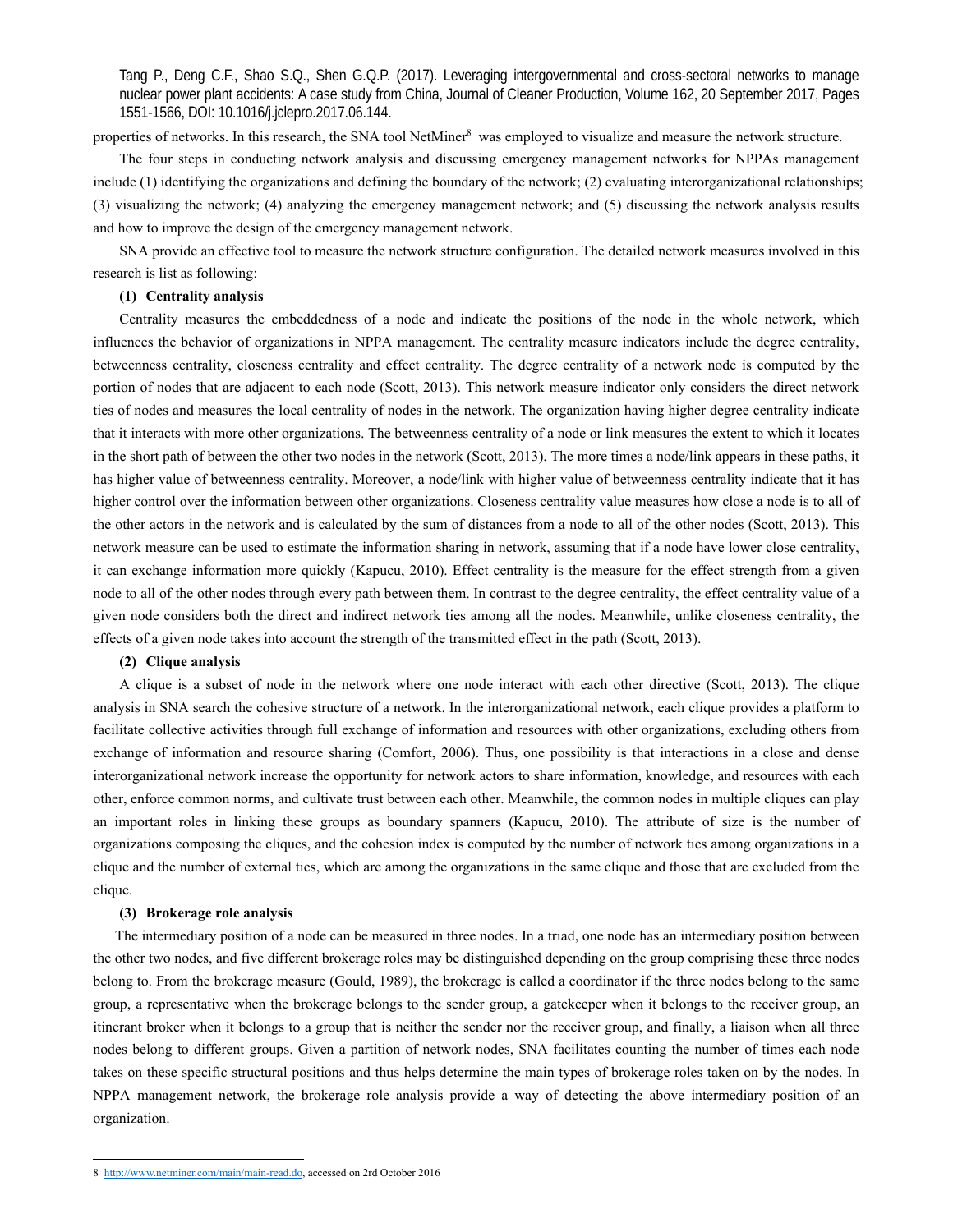properties of networks. In this research, the SNA tool NetMiner[8] was employed to visualize and measure the network structure.

The four steps in conducting network analysis and discussing emergency management networks for NPPAs management include (1) identifying the organizations and defining the boundary of the network; (2) evaluating interorganizational relationships; (3) visualizing the network; (4) analyzing the emergency management network; and (5) discussing the network analysis results and how to improve the design of the emergency management network.

SNA provide an effective tool to measure the network structure configuration. The detailed network measures involved in this research is list as following:

**(1) Centrality analysis**

Centrality measures the embeddedness of a node and indicate the positions of the node in the whole network, which influences the behavior of organizations in NPPA management. The centrality measure indicators include the degree centrality, betweenness centrality, closeness centrality and effect centrality. The degree centrality of a network node is computed by the portion of nodes that are adjacent to each node (Scott, 2013). This network measure indicator only considers the direct network ties of nodes and measures the local centrality of nodes in the network. The organization having higher degree centrality indicate that it interacts with more other organizations. The betweenness centrality of a node or link measures the extent to which it locates in the short path of between the other two nodes in the network (Scott, 2013). The more times a node/link appears in these paths, it has higher value of betweenness centrality. Moreover, a node/link with higher value of betweenness centrality indicate that it has higher control over the information between other organizations. Closeness centrality value measures how close a node is to all of the other actors in the network and is calculated by the sum of distances from a node to all of the other nodes (Scott, 2013). This network measure can be used to estimate the information sharing in network, assuming that if a node have lower close centrality, it can exchange information more quickly (Kapucu, 2010). Effect centrality is the measure for the effect strength from a given node to all of the other nodes through every path between them. In contrast to the degree centrality, the effect centrality value of a given node considers both the direct and indirect network ties among all the nodes. Meanwhile, unlike closeness centrality, the effects of a given node takes into account the strength of the transmitted effect in the path (Scott, 2013).

**(2) Clique analysis**

A clique is a subset of node in the network where one node interact with each other directive (Scott, 2013). The clique analysis in SNA search the cohesive structure of a network. In the interorganizational network, each clique provides a platform to facilitate collective activities through full exchange of information and resources with other organizations, excluding others from exchange of information and resource sharing (Comfort, 2006). Thus, one possibility is that interactions in a close and dense interorganizational network increase the opportunity for network actors to share information, knowledge, and resources with each other, enforce common norms, and cultivate trust between each other. Meanwhile, the common nodes in multiple cliques can play an important roles in linking these groups as boundary spanners (Kapucu, 2010). The attribute of size is the number of organizations composing the cliques, and the cohesion index is computed by the number of network ties among organizations in a clique and the number of external ties, which are among the organizations in the same clique and those that are excluded from the clique.

**(3) Brokerage role analysis**

The intermediary position of a node can be measured in three nodes. In a triad, one node has an intermediary position between the other two nodes, and five different brokerage roles may be distinguished depending on the group comprising these three nodes belong to. From the brokerage measure (Gould, 1989), the brokerage is called a coordinator if the three nodes belong to the same group, a representative when the brokerage belongs to the sender group, a gatekeeper when it belongs to the receiver group, an itinerant broker when it belongs to a group that is neither the sender nor the receiver group, and finally, a liaison when all three nodes belong to different groups. Given a partition of network nodes, SNA facilitates counting the number of times each node takes on these specific structural positions and thus helps determine the main types of brokerage roles taken on by the nodes. In NPPA management network, the brokerage role analysis provide a way of detecting the above intermediary position of an organization.

---

8 http://www.netminer.com/main/main-read.do, accessed on 2rd October 2016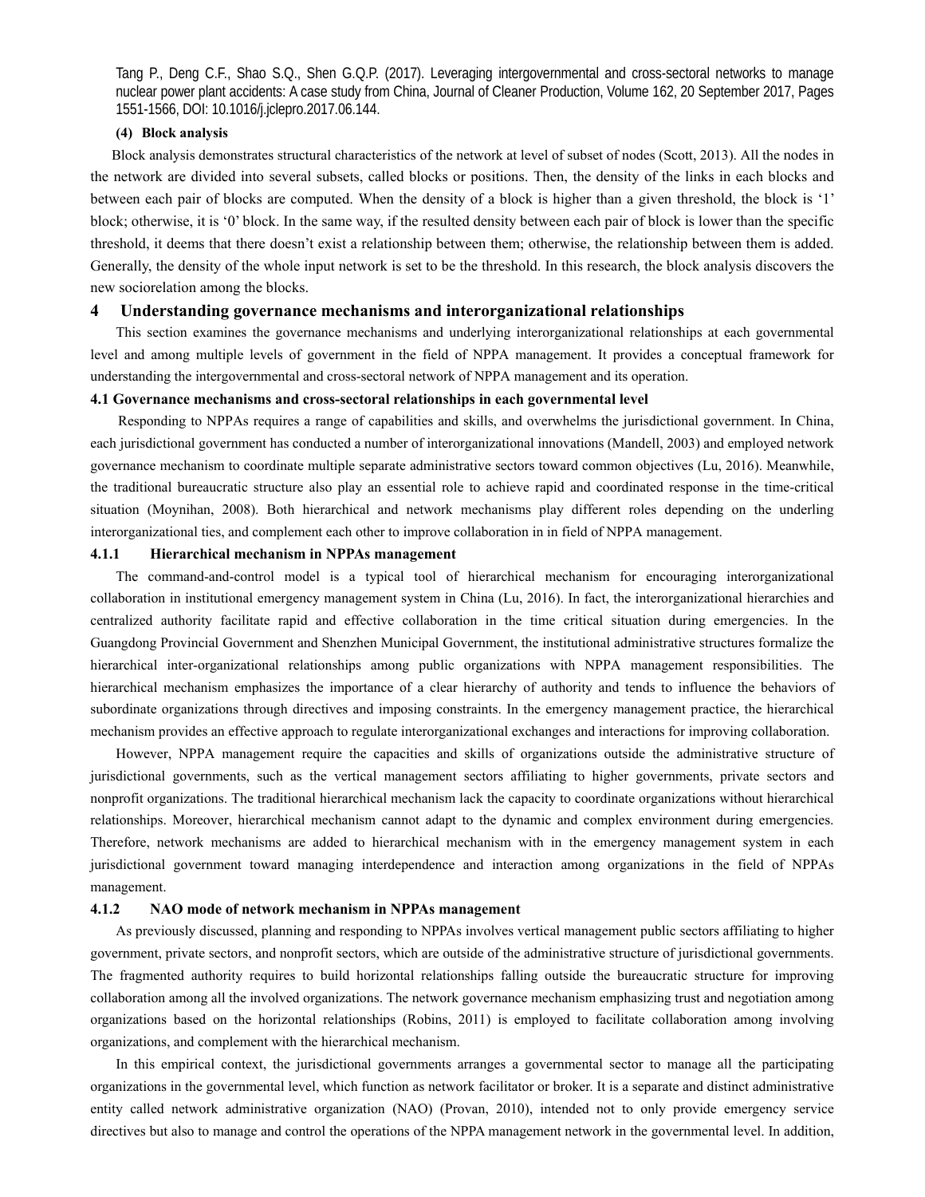**(4) Block analysis**

Block analysis demonstrates structural characteristics of the network at level of subset of nodes (Scott, 2013). All the nodes in the network are divided into several subsets, called blocks or positions. Then, the density of the links in each blocks and between each pair of blocks are computed. When the density of a block is higher than a given threshold, the block is '1' block; otherwise, it is '0' block. In the same way, if the resulted density between each pair of block is lower than the specific threshold, it deems that there doesn't exist a relationship between them; otherwise, the relationship between them is added. Generally, the density of the whole input network is set to be the threshold. In this research, the block analysis discovers the new sociorelation among the blocks.

# 4 Understanding governance mechanisms and interorganizational relationships

This section examines the governance mechanisms and underlying interorganizational relationships at each governmental level and among multiple levels of government in the field of NPPA management. It provides a conceptual framework for understanding the intergovernmental and cross-sectoral network of NPPA management and its operation.

## 4.1 Governance mechanisms and cross-sectoral relationships in each governmental level

Responding to NPPAs requires a range of capabilities and skills, and overwhelms the jurisdictional government. In China, each jurisdictional government has conducted a number of interorganizational innovations (Mandell, 2003) and employed network governance mechanism to coordinate multiple separate administrative sectors toward common objectives (Lu, 2016). Meanwhile, the traditional bureaucratic structure also play an essential role to achieve rapid and coordinated response in the time-critical situation (Moynihan, 2008). Both hierarchical and network mechanisms play different roles depending on the underling interorganizational ties, and complement each other to improve collaboration in in field of NPPA management.

### 4.1.1 Hierarchical mechanism in NPPAs management

The command-and-control model is a typical tool of hierarchical mechanism for encouraging interorganizational collaboration in institutional emergency management system in China (Lu, 2016). In fact, the interorganizational hierarchies and centralized authority facilitate rapid and effective collaboration in the time critical situation during emergencies. In the Guangdong Provincial Government and Shenzhen Municipal Government, the institutional administrative structures formalize the hierarchical inter-organizational relationships among public organizations with NPPA management responsibilities. The hierarchical mechanism emphasizes the importance of a clear hierarchy of authority and tends to influence the behaviors of subordinate organizations through directives and imposing constraints. In the emergency management practice, the hierarchical mechanism provides an effective approach to regulate interorganizational exchanges and interactions for improving collaboration.

However, NPPA management require the capacities and skills of organizations outside the administrative structure of jurisdictional governments, such as the vertical management sectors affiliating to higher governments, private sectors and nonprofit organizations. The traditional hierarchical mechanism lack the capacity to coordinate organizations without hierarchical relationships. Moreover, hierarchical mechanism cannot adapt to the dynamic and complex environment during emergencies. Therefore, network mechanisms are added to hierarchical mechanism with in the emergency management system in each jurisdictional government toward managing interdependence and interaction among organizations in the field of NPPAs management.

### 4.1.2 NAO mode of network mechanism in NPPAs management

As previously discussed, planning and responding to NPPAs involves vertical management public sectors affiliating to higher government, private sectors, and nonprofit sectors, which are outside of the administrative structure of jurisdictional governments. The fragmented authority requires to build horizontal relationships falling outside the bureaucratic structure for improving collaboration among all the involved organizations. The network governance mechanism emphasizing trust and negotiation among organizations based on the horizontal relationships (Robins, 2011) is employed to facilitate collaboration among involving organizations, and complement with the hierarchical mechanism.

In this empirical context, the jurisdictional governments arranges a governmental sector to manage all the participating organizations in the governmental level, which function as network facilitator or broker. It is a separate and distinct administrative entity called network administrative organization (NAO) (Provan, 2010), intended not to only provide emergency service directives but also to manage and control the operations of the NPPA management network in the governmental level. In addition,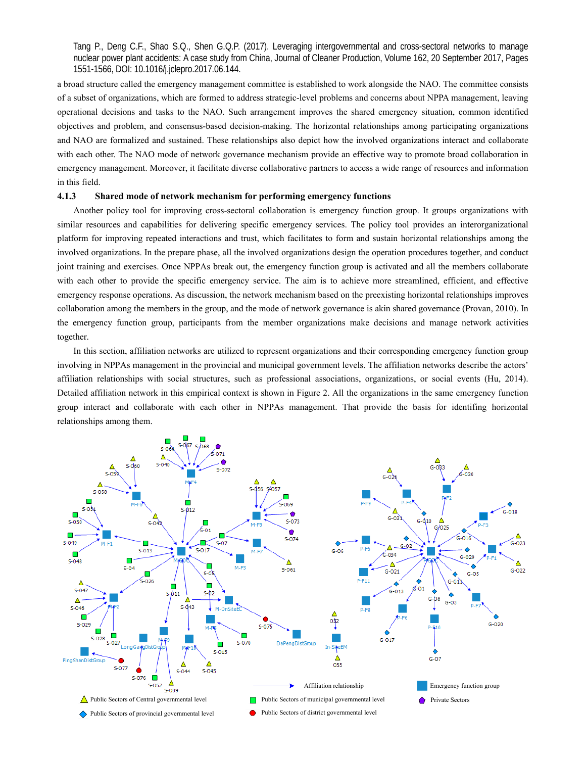Tang P., Deng C.F., Shao S.Q., Shen G.Q.P. (2017). Leveraging intergovernmental and cross-sectoral networks to manage nuclear power plant accidents: A case study from China, Journal of Cleaner Production, Volume 162, 20 September 2017, Pages 1551-1566, DOI: 10.1016/j.jclepro.2017.06.144.

a broad structure called the emergency management committee is established to work alongside the NAO. The committee consists of a subset of organizations, which are formed to address strategic-level problems and concerns about NPPA management, leaving operational decisions and tasks to the NAO. Such arrangement improves the shared emergency situation, common identified objectives and problem, and consensus-based decision-making. The horizontal relationships among participating organizations and NAO are formalized and sustained. These relationships also depict how the involved organizations interact and collaborate with each other. The NAO mode of network governance mechanism provide an effective way to promote broad collaboration in emergency management. Moreover, it facilitate diverse collaborative partners to access a wide range of resources and information in this field.

### 4.1.3 Shared mode of network mechanism for performing emergency functions

Another policy tool for improving cross-sectoral collaboration is emergency function group. It groups organizations with similar resources and capabilities for delivering specific emergency services. The policy tool provides an interorganizational platform for improving repeated interactions and trust, which facilitates to form and sustain horizontal relationships among the involved organizations. In the prepare phase, all the involved organizations design the operation procedures together, and conduct joint training and exercises. Once NPPAs break out, the emergency function group is activated and all the members collaborate with each other to provide the specific emergency service. The aim is to achieve more streamlined, efficient, and effective emergency response operations. As discussion, the network mechanism based on the preexisting horizontal relationships improves collaboration among the members in the group, and the mode of network governance is akin shared governance (Provan, 2010). In the emergency function group, participants from the member organizations make decisions and manage network activities together.

In this section, affiliation networks are utilized to represent organizations and their corresponding emergency function group involving in NPPAs management in the provincial and municipal government levels. The affiliation networks describe the actors' affiliation relationships with social structures, such as professional associations, organizations, or social events (Hu, 2014). Detailed affiliation network in this empirical context is shown in Figure 2. All the organizations in the same emergency function group interact and collaborate with each other in NPPAs management. That provide the basis for identifying horizontal relationships among them.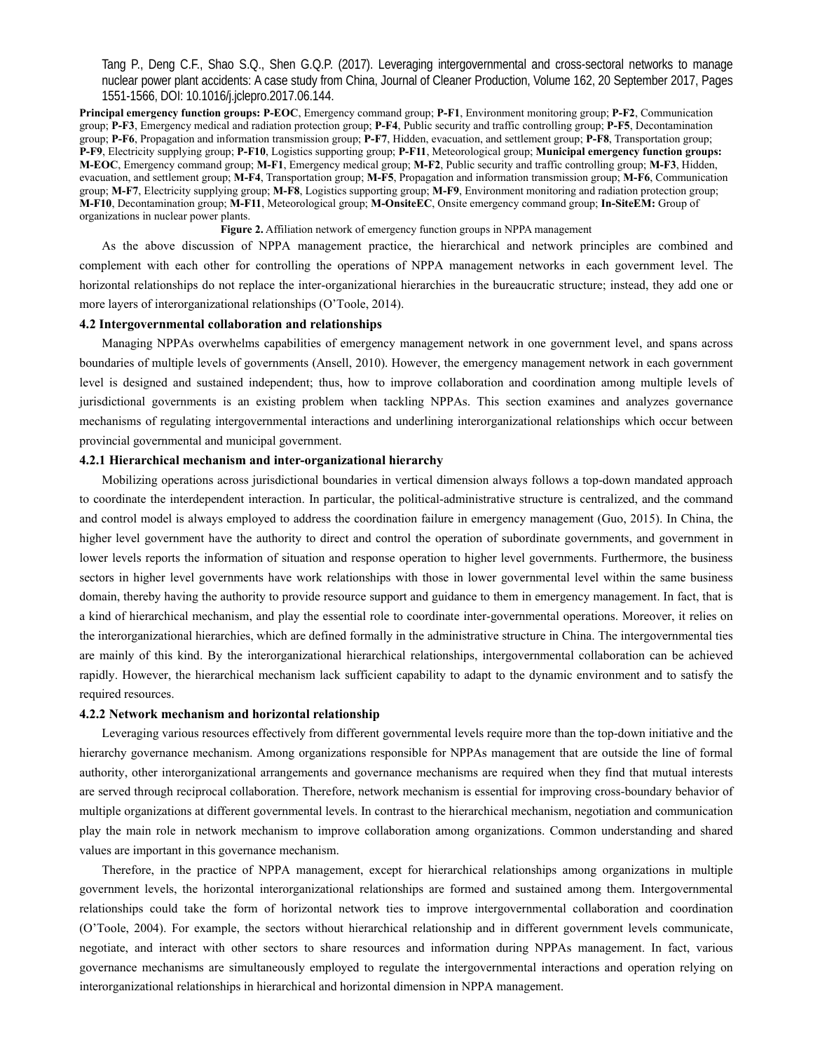**Principal emergency function groups: P-EOC**, Emergency command group; **P-F1**, Environment monitoring group; **P-F2**, Communication group; **P-F3**, Emergency medical and radiation protection group; **P-F4**, Public security and traffic controlling group; **P-F5**, Decontamination group; **P-F6**, Propagation and information transmission group; **P-F7**, Hidden, evacuation, and settlement group; **P-F8**, Transportation group; **P-F9**, Electricity supplying group; **P-F10**, Logistics supporting group; **P-F11**, Meteorological group; **Municipal emergency function groups: M-EOC**, Emergency command group; **M-F1**, Emergency medical group; **M-F2**, Public security and traffic controlling group; **M-F3**, Hidden, evacuation, and settlement group; **M-F4**, Transportation group; **M-F5**, Propagation and information transmission group; **M-F6**, Communication group; **M-F7**, Electricity supplying group; **M-F8**, Logistics supporting group; **M-F9**, Environment monitoring and radiation protection group; **M-F10**, Decontamination group; **M-F11**, Meteorological group; **M-OnsiteEC**, Onsite emergency command group; **In-SiteEM:** Group of organizations in nuclear power plants.

**Figure 2.** Affiliation network of emergency function groups in NPPA management

As the above discussion of NPPA management practice, the hierarchical and network principles are combined and complement with each other for controlling the operations of NPPA management networks in each government level. The horizontal relationships do not replace the inter-organizational hierarchies in the bureaucratic structure; instead, they add one or more layers of interorganizational relationships (O'Toole, 2014).

### 4.2 Intergovernmental collaboration and relationships

Managing NPPAs overwhelms capabilities of emergency management network in one government level, and spans across boundaries of multiple levels of governments (Ansell, 2010). However, the emergency management network in each government level is designed and sustained independent; thus, how to improve collaboration and coordination among multiple levels of jurisdictional governments is an existing problem when tackling NPPAs. This section examines and analyzes governance mechanisms of regulating intergovernmental interactions and underlining interorganizational relationships which occur between provincial governmental and municipal government.

#### 4.2.1 Hierarchical mechanism and inter-organizational hierarchy

Mobilizing operations across jurisdictional boundaries in vertical dimension always follows a top-down mandated approach to coordinate the interdependent interaction. In particular, the political-administrative structure is centralized, and the command and control model is always employed to address the coordination failure in emergency management (Guo, 2015). In China, the higher level government have the authority to direct and control the operation of subordinate governments, and government in lower levels reports the information of situation and response operation to higher level governments. Furthermore, the business sectors in higher level governments have work relationships with those in lower governmental level within the same business domain, thereby having the authority to provide resource support and guidance to them in emergency management. In fact, that is a kind of hierarchical mechanism, and play the essential role to coordinate inter-governmental operations. Moreover, it relies on the interorganizational hierarchies, which are defined formally in the administrative structure in China. The intergovernmental ties are mainly of this kind. By the interorganizational hierarchical relationships, intergovernmental collaboration can be achieved rapidly. However, the hierarchical mechanism lack sufficient capability to adapt to the dynamic environment and to satisfy the required resources.

#### 4.2.2 Network mechanism and horizontal relationship

Leveraging various resources effectively from different governmental levels require more than the top-down initiative and the hierarchy governance mechanism. Among organizations responsible for NPPAs management that are outside the line of formal authority, other interorganizational arrangements and governance mechanisms are required when they find that mutual interests are served through reciprocal collaboration. Therefore, network mechanism is essential for improving cross-boundary behavior of multiple organizations at different governmental levels. In contrast to the hierarchical mechanism, negotiation and communication play the main role in network mechanism to improve collaboration among organizations. Common understanding and shared values are important in this governance mechanism.

Therefore, in the practice of NPPA management, except for hierarchical relationships among organizations in multiple government levels, the horizontal interorganizational relationships are formed and sustained among them. Intergovernmental relationships could take the form of horizontal network ties to improve intergovernmental collaboration and coordination (O'Toole, 2004). For example, the sectors without hierarchical relationship and in different government levels communicate, negotiate, and interact with other sectors to share resources and information during NPPAs management. In fact, various governance mechanisms are simultaneously employed to regulate the intergovernmental interactions and operation relying on interorganizational relationships in hierarchical and horizontal dimension in NPPA management.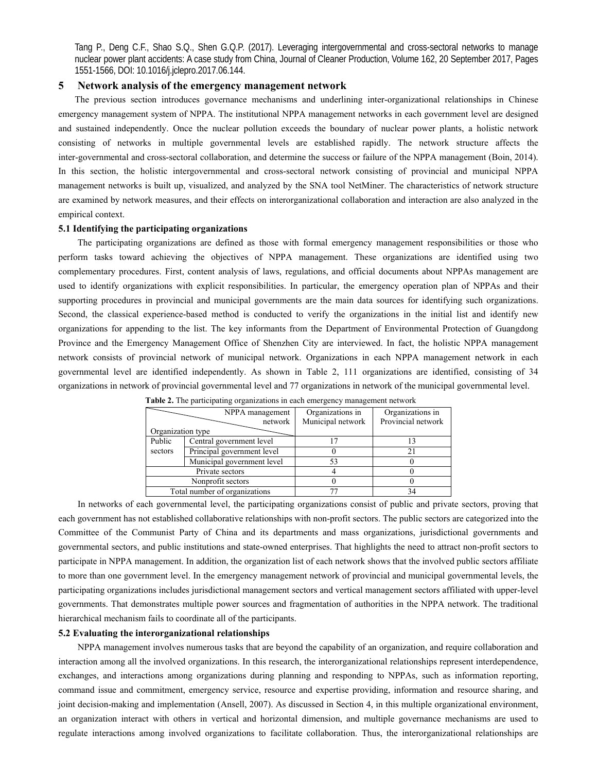Tang P., Deng C.F., Shao S.Q., Shen G.Q.P. (2017). Leveraging intergovernmental and cross-sectoral networks to manage nuclear power plant accidents: A case study from China, Journal of Cleaner Production, Volume 162, 20 September 2017, Pages 1551-1566, DOI: 10.1016/j.jclepro.2017.06.144.

## 5 Network analysis of the emergency management network

The previous section introduces governance mechanisms and underlining inter-organizational relationships in Chinese emergency management system of NPPA. The institutional NPPA management networks in each government level are designed and sustained independently. Once the nuclear pollution exceeds the boundary of nuclear power plants, a holistic network consisting of networks in multiple governmental levels are established rapidly. The network structure affects the inter-governmental and cross-sectoral collaboration, and determine the success or failure of the NPPA management (Boin, 2014). In this section, the holistic intergovernmental and cross-sectoral network consisting of provincial and municipal NPPA management networks is built up, visualized, and analyzed by the SNA tool NetMiner. The characteristics of network structure are examined by network measures, and their effects on interorganizational collaboration and interaction are also analyzed in the empirical context.

### 5.1 Identifying the participating organizations

The participating organizations are defined as those with formal emergency management responsibilities or those who perform tasks toward achieving the objectives of NPPA management. These organizations are identified using two complementary procedures. First, content analysis of laws, regulations, and official documents about NPPAs management are used to identify organizations with explicit responsibilities. In particular, the emergency operation plan of NPPAs and their supporting procedures in provincial and municipal governments are the main data sources for identifying such organizations. Second, the classical experience-based method is conducted to verify the organizations in the initial list and identify new organizations for appending to the list. The key informants from the Department of Environmental Protection of Guangdong Province and the Emergency Management Office of Shenzhen City are interviewed. In fact, the holistic NPPA management network consists of provincial network of municipal network. Organizations in each NPPA management network in each governmental level are identified independently. As shown in Table 2, 111 organizations are identified, consisting of 34 organizations in network of provincial governmental level and 77 organizations in network of the municipal governmental level.

**Table 2.** The participating organizations in each emergency management network

| Organization type \ NPPA management network | | Organizations in Municipal network | Organizations in Provincial network |
|---|---|---|---|
| Public sectors | Central government level | 17 | 13 |
| | Principal government level | 0 | 21 |
| | Municipal government level | 53 | 0 |
| Private sectors | | 4 | 0 |
| Nonprofit sectors | | 0 | 0 |
| Total number of organizations | | 77 | 34 |

In networks of each governmental level, the participating organizations consist of public and private sectors, proving that each government has not established collaborative relationships with non-profit sectors. The public sectors are categorized into the Committee of the Communist Party of China and its departments and mass organizations, jurisdictional governments and governmental sectors, and public institutions and state-owned enterprises. That highlights the need to attract non-profit sectors to participate in NPPA management. In addition, the organization list of each network shows that the involved public sectors affiliate to more than one government level. In the emergency management network of provincial and municipal governmental levels, the participating organizations includes jurisdictional management sectors and vertical management sectors affiliated with upper-level governments. That demonstrates multiple power sources and fragmentation of authorities in the NPPA network. The traditional hierarchical mechanism fails to coordinate all of the participants.

### 5.2 Evaluating the interorganizational relationships

NPPA management involves numerous tasks that are beyond the capability of an organization, and require collaboration and interaction among all the involved organizations. In this research, the interorganizational relationships represent interdependence, exchanges, and interactions among organizations during planning and responding to NPPAs, such as information reporting, command issue and commitment, emergency service, resource and expertise providing, information and resource sharing, and joint decision-making and implementation (Ansell, 2007). As discussed in Section 4, in this multiple organizational environment, an organization interact with others in vertical and horizontal dimension, and multiple governance mechanisms are used to regulate interactions among involved organizations to facilitate collaboration. Thus, the interorganizational relationships are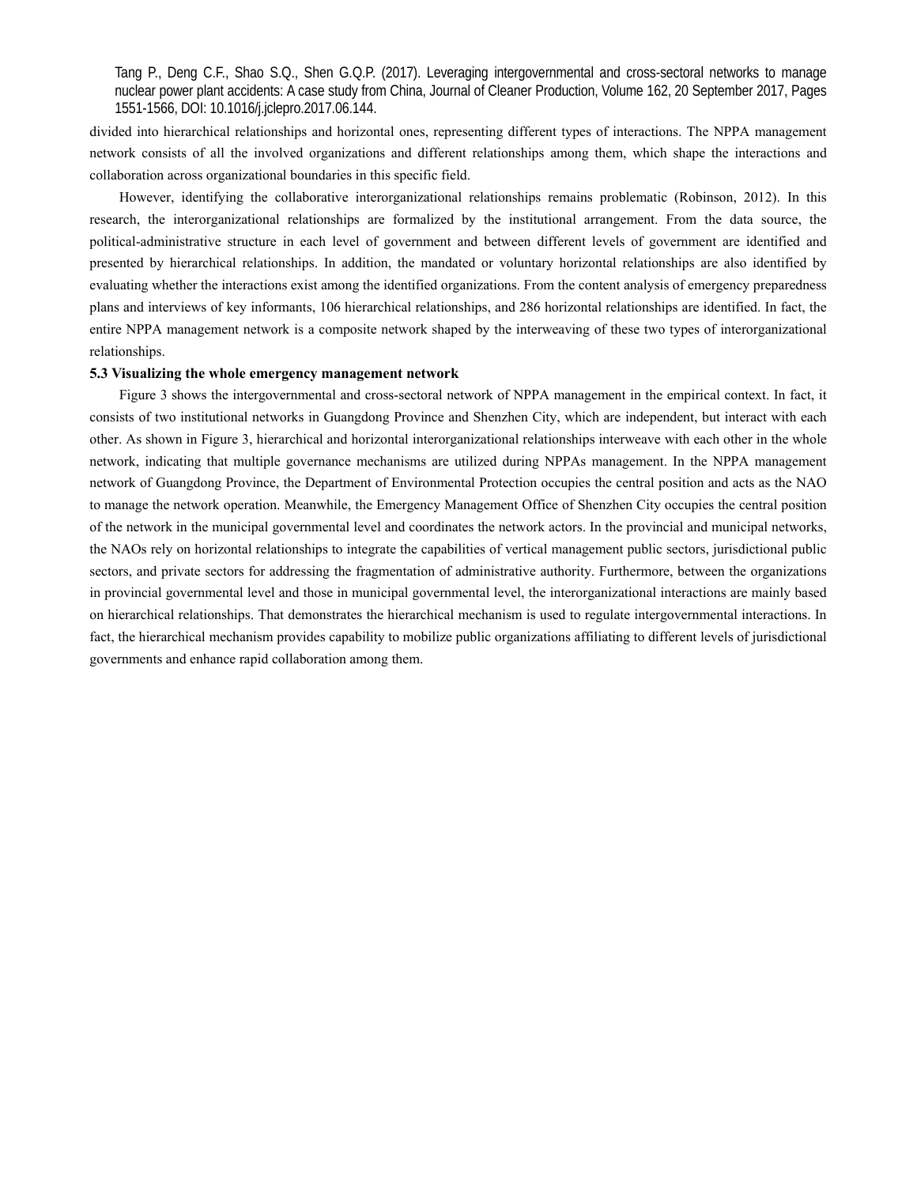divided into hierarchical relationships and horizontal ones, representing different types of interactions. The NPPA management network consists of all the involved organizations and different relationships among them, which shape the interactions and collaboration across organizational boundaries in this specific field.

However, identifying the collaborative interorganizational relationships remains problematic (Robinson, 2012). In this research, the interorganizational relationships are formalized by the institutional arrangement. From the data source, the political-administrative structure in each level of government and between different levels of government are identified and presented by hierarchical relationships. In addition, the mandated or voluntary horizontal relationships are also identified by evaluating whether the interactions exist among the identified organizations. From the content analysis of emergency preparedness plans and interviews of key informants, 106 hierarchical relationships, and 286 horizontal relationships are identified. In fact, the entire NPPA management network is a composite network shaped by the interweaving of these two types of interorganizational relationships.

### 5.3 Visualizing the whole emergency management network

Figure 3 shows the intergovernmental and cross-sectoral network of NPPA management in the empirical context. In fact, it consists of two institutional networks in Guangdong Province and Shenzhen City, which are independent, but interact with each other. As shown in Figure 3, hierarchical and horizontal interorganizational relationships interweave with each other in the whole network, indicating that multiple governance mechanisms are utilized during NPPAs management. In the NPPA management network of Guangdong Province, the Department of Environmental Protection occupies the central position and acts as the NAO to manage the network operation. Meanwhile, the Emergency Management Office of Shenzhen City occupies the central position of the network in the municipal governmental level and coordinates the network actors. In the provincial and municipal networks, the NAOs rely on horizontal relationships to integrate the capabilities of vertical management public sectors, jurisdictional public sectors, and private sectors for addressing the fragmentation of administrative authority. Furthermore, between the organizations in provincial governmental level and those in municipal governmental level, the interorganizational interactions are mainly based on hierarchical relationships. That demonstrates the hierarchical mechanism is used to regulate intergovernmental interactions. In fact, the hierarchical mechanism provides capability to mobilize public organizations affiliating to different levels of jurisdictional governments and enhance rapid collaboration among them.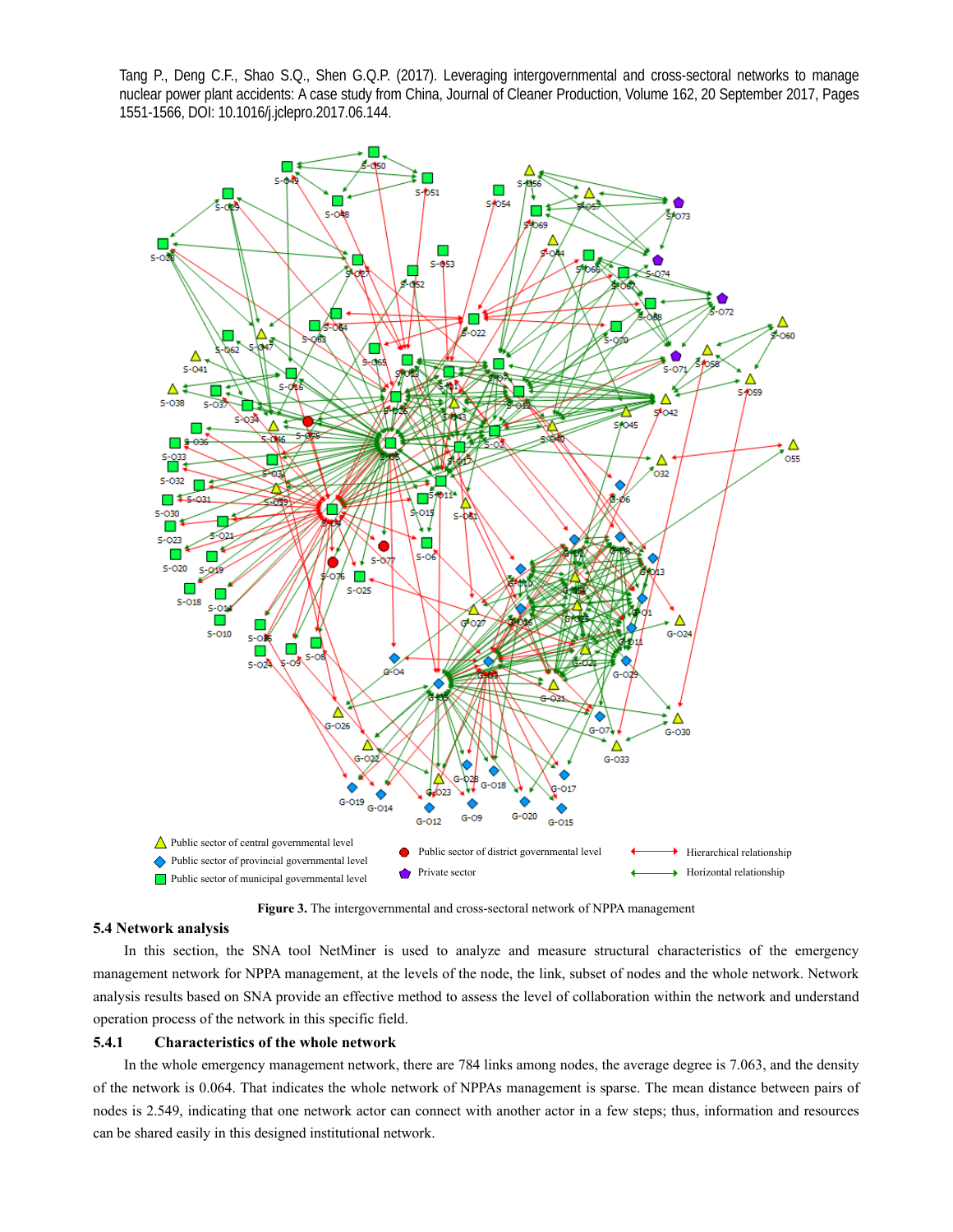Tang P., Deng C.F., Shao S.Q., Shen G.Q.P. (2017). Leveraging intergovernmental and cross-sectoral networks to manage nuclear power plant accidents: A case study from China, Journal of Cleaner Production, Volume 162, 20 September 2017, Pages 1551-1566, DOI: 10.1016/j.jclepro.2017.06.144.

**Figure 3.** The intergovernmental and cross-sectoral network of NPPA management

### 5.4 Network analysis

In this section, the SNA tool NetMiner is used to analyze and measure structural characteristics of the emergency management network for NPPA management, at the levels of the node, the link, subset of nodes and the whole network. Network analysis results based on SNA provide an effective method to assess the level of collaboration within the network and understand operation process of the network in this specific field.

#### 5.4.1 Characteristics of the whole network

In the whole emergency management network, there are 784 links among nodes, the average degree is 7.063, and the density of the network is 0.064. That indicates the whole network of NPPAs management is sparse. The mean distance between pairs of nodes is 2.549, indicating that one network actor can connect with another actor in a few steps; thus, information and resources can be shared easily in this designed institutional network.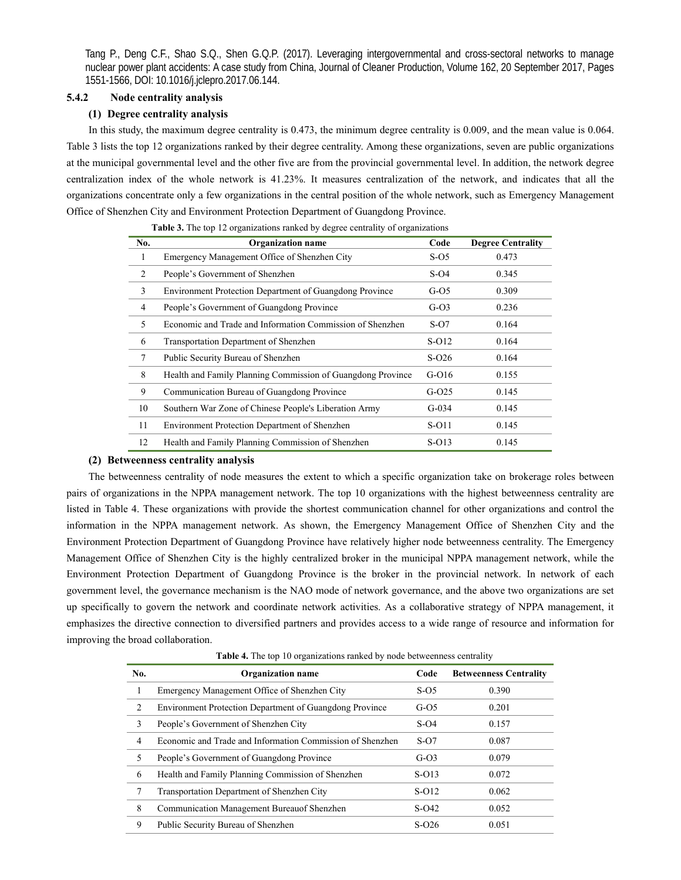Tang P., Deng C.F., Shao S.Q., Shen G.Q.P. (2017). Leveraging intergovernmental and cross-sectoral networks to manage nuclear power plant accidents: A case study from China, Journal of Cleaner Production, Volume 162, 20 September 2017, Pages 1551-1566, DOI: 10.1016/j.jclepro.2017.06.144.

### 5.4.2 Node centrality analysis

#### (1) Degree centrality analysis

In this study, the maximum degree centrality is 0.473, the minimum degree centrality is 0.009, and the mean value is 0.064. Table 3 lists the top 12 organizations ranked by their degree centrality. Among these organizations, seven are public organizations at the municipal governmental level and the other five are from the provincial governmental level. In addition, the network degree centralization index of the whole network is 41.23%. It measures centralization of the network, and indicates that all the organizations concentrate only a few organizations in the central position of the whole network, such as Emergency Management Office of Shenzhen City and Environment Protection Department of Guangdong Province.

**Table 3.** The top 12 organizations ranked by degree centrality of organizations

| No. | Organization name | Code | Degree Centrality |
|---|---|---|---|
| 1 | Emergency Management Office of Shenzhen City | S-O5 | 0.473 |
| 2 | People's Government of Shenzhen | S-O4 | 0.345 |
| 3 | Environment Protection Department of Guangdong Province | G-O5 | 0.309 |
| 4 | People's Government of Guangdong Province | G-O3 | 0.236 |
| 5 | Economic and Trade and Information Commission of Shenzhen | S-O7 | 0.164 |
| 6 | Transportation Department of Shenzhen | S-O12 | 0.164 |
| 7 | Public Security Bureau of Shenzhen | S-O26 | 0.164 |
| 8 | Health and Family Planning Commission of Guangdong Province | G-O16 | 0.155 |
| 9 | Communication Bureau of Guangdong Province | G-O25 | 0.145 |
| 10 | Southern War Zone of Chinese People's Liberation Army | G-034 | 0.145 |
| 11 | Environment Protection Department of Shenzhen | S-O11 | 0.145 |
| 12 | Health and Family Planning Commission of Shenzhen | S-O13 | 0.145 |

#### (2) Betweenness centrality analysis

The betweenness centrality of node measures the extent to which a specific organization take on brokerage roles between pairs of organizations in the NPPA management network. The top 10 organizations with the highest betweenness centrality are listed in Table 4. These organizations with provide the shortest communication channel for other organizations and control the information in the NPPA management network. As shown, the Emergency Management Office of Shenzhen City and the Environment Protection Department of Guangdong Province have relatively higher node betweenness centrality. The Emergency Management Office of Shenzhen City is the highly centralized broker in the municipal NPPA management network, while the Environment Protection Department of Guangdong Province is the broker in the provincial network. In network of each government level, the governance mechanism is the NAO mode of network governance, and the above two organizations are set up specifically to govern the network and coordinate network activities. As a collaborative strategy of NPPA management, it emphasizes the directive connection to diversified partners and provides access to a wide range of resource and information for improving the broad collaboration.

**Table 4.** The top 10 organizations ranked by node betweenness centrality

| No. | Organization name | Code | Betweenness Centrality |
|---|---|---|---|
| 1 | Emergency Management Office of Shenzhen City | S-O5 | 0.390 |
| 2 | Environment Protection Department of Guangdong Province | G-O5 | 0.201 |
| 3 | People's Government of Shenzhen City | S-O4 | 0.157 |
| 4 | Economic and Trade and Information Commission of Shenzhen | S-O7 | 0.087 |
| 5 | People's Government of Guangdong Province | G-O3 | 0.079 |
| 6 | Health and Family Planning Commission of Shenzhen | S-O13 | 0.072 |
| 7 | Transportation Department of Shenzhen City | S-O12 | 0.062 |
| 8 | Communication Management Bureauof Shenzhen | S-O42 | 0.052 |
| 9 | Public Security Bureau of Shenzhen | S-O26 | 0.051 |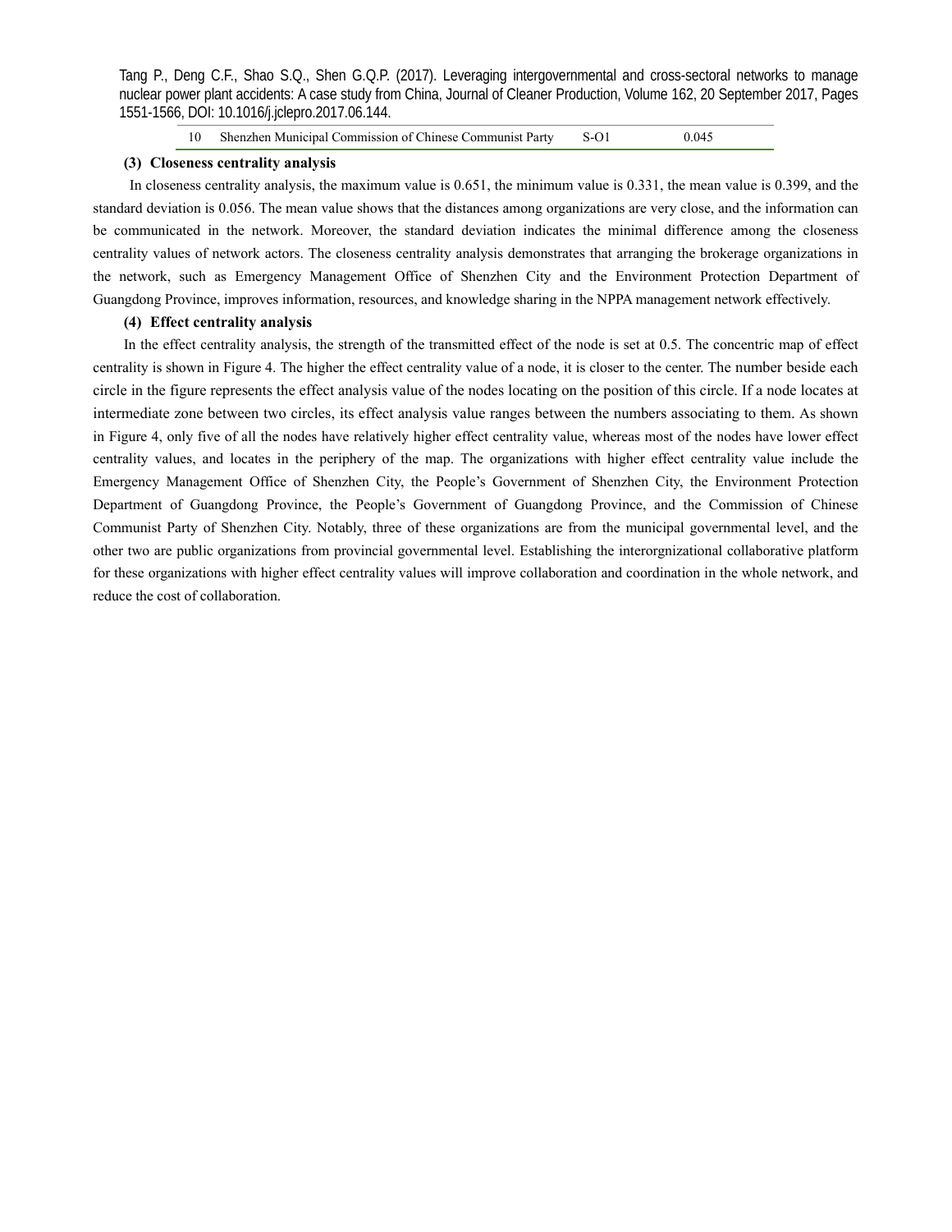| 10 | Shenzhen Municipal Commission of Chinese Communist Party | S-O1 | 0.045 |
|---|---|---|---|

**(3) Closeness centrality analysis**

In closeness centrality analysis, the maximum value is 0.651, the minimum value is 0.331, the mean value is 0.399, and the standard deviation is 0.056. The mean value shows that the distances among organizations are very close, and the information can be communicated in the network. Moreover, the standard deviation indicates the minimal difference among the closeness centrality values of network actors. The closeness centrality analysis demonstrates that arranging the brokerage organizations in the network, such as Emergency Management Office of Shenzhen City and the Environment Protection Department of Guangdong Province, improves information, resources, and knowledge sharing in the NPPA management network effectively.

**(4) Effect centrality analysis**

In the effect centrality analysis, the strength of the transmitted effect of the node is set at 0.5. The concentric map of effect centrality is shown in Figure 4. The higher the effect centrality value of a node, it is closer to the center. The number beside each circle in the figure represents the effect analysis value of the nodes locating on the position of this circle. If a node locates at intermediate zone between two circles, its effect analysis value ranges between the numbers associating to them. As shown in Figure 4, only five of all the nodes have relatively higher effect centrality value, whereas most of the nodes have lower effect centrality values, and locates in the periphery of the map. The organizations with higher effect centrality value include the Emergency Management Office of Shenzhen City, the People's Government of Shenzhen City, the Environment Protection Department of Guangdong Province, the People's Government of Guangdong Province, and the Commission of Chinese Communist Party of Shenzhen City. Notably, three of these organizations are from the municipal governmental level, and the other two are public organizations from provincial governmental level. Establishing the interorgnizational collaborative platform for these organizations with higher effect centrality values will improve collaboration and coordination in the whole network, and reduce the cost of collaboration.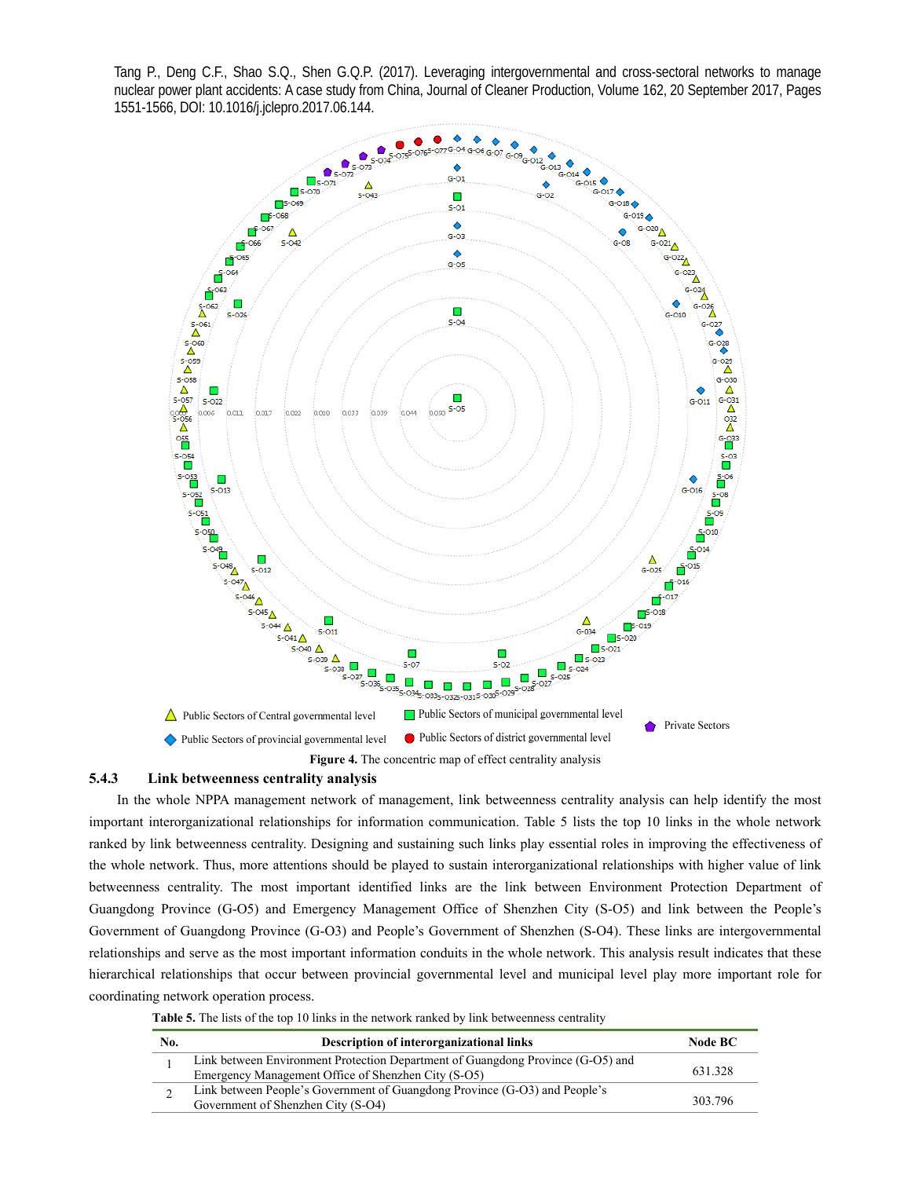Tang P., Deng C.F., Shao S.Q., Shen G.Q.P. (2017). Leveraging intergovernmental and cross-sectoral networks to manage nuclear power plant accidents: A case study from China, Journal of Cleaner Production, Volume 162, 20 September 2017, Pages 1551-1566, DOI: 10.1016/j.jclepro.2017.06.144.

Figure 4. The concentric map of effect centrality analysis

### 5.4.3 Link betweenness centrality analysis

In the whole NPPA management network of management, link betweenness centrality analysis can help identify the most important interorganizational relationships for information communication. Table 5 lists the top 10 links in the whole network ranked by link betweenness centrality. Designing and sustaining such links play essential roles in improving the effectiveness of the whole network. Thus, more attentions should be played to sustain interorganizational relationships with higher value of link betweenness centrality. The most important identified links are the link between Environment Protection Department of Guangdong Province (G-O5) and Emergency Management Office of Shenzhen City (S-O5) and link between the People's Government of Guangdong Province (G-O3) and People's Government of Shenzhen (S-O4). These links are intergovernmental relationships and serve as the most important information conduits in the whole network. This analysis result indicates that these hierarchical relationships that occur between provincial governmental level and municipal level play more important role for coordinating network operation process.

**Table 5.** The lists of the top 10 links in the network ranked by link betweenness centrality

| No. | Description of interorganizational links | Node BC |
|---|---|---|
| 1 | Link between Environment Protection Department of Guangdong Province (G-O5) and Emergency Management Office of Shenzhen City (S-O5) | 631.328 |
| 2 | Link between People's Government of Guangdong Province (G-O3) and People's Government of Shenzhen City (S-O4) | 303.796 |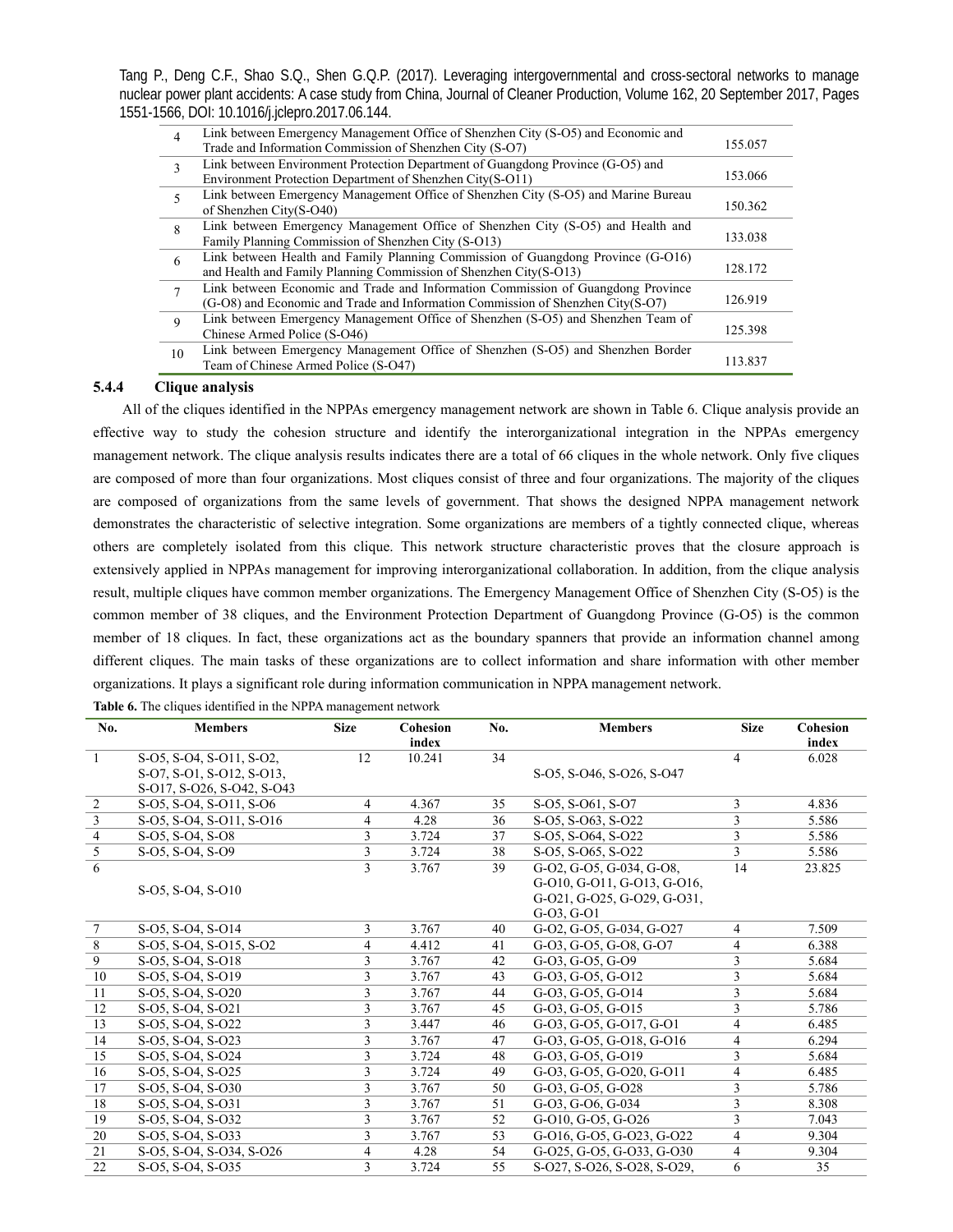| 4 | Link between Emergency Management Office of Shenzhen City (S-O5) and Economic and Trade and Information Commission of Shenzhen City (S-O7) | 155.057 |
|---|---|---|
| 3 | Link between Environment Protection Department of Guangdong Province (G-O5) and Environment Protection Department of Shenzhen City(S-O11) | 153.066 |
| 5 | Link between Emergency Management Office of Shenzhen City (S-O5) and Marine Bureau of Shenzhen City(S-O40) | 150.362 |
| 8 | Link between Emergency Management Office of Shenzhen City (S-O5) and Health and Family Planning Commission of Shenzhen City (S-O13) | 133.038 |
| 6 | Link between Health and Family Planning Commission of Guangdong Province (G-O16) and Health and Family Planning Commission of Shenzhen City(S-O13) | 128.172 |
| 7 | Link between Economic and Trade and Information Commission of Guangdong Province (G-O8) and Economic and Trade and Information Commission of Shenzhen City(S-O7) | 126.919 |
| 9 | Link between Emergency Management Office of Shenzhen (S-O5) and Shenzhen Team of Chinese Armed Police (S-O46) | 125.398 |
| 10 | Link between Emergency Management Office of Shenzhen (S-O5) and Shenzhen Border Team of Chinese Armed Police (S-O47) | 113.837 |

#### 5.4.4 Clique analysis

All of the cliques identified in the NPPAs emergency management network are shown in Table 6. Clique analysis provide an effective way to study the cohesion structure and identify the interorganizational integration in the NPPAs emergency management network. The clique analysis results indicates there are a total of 66 cliques in the whole network. Only five cliques are composed of more than four organizations. Most cliques consist of three and four organizations. The majority of the cliques are composed of organizations from the same levels of government. That shows the designed NPPA management network demonstrates the characteristic of selective integration. Some organizations are members of a tightly connected clique, whereas others are completely isolated from this clique. This network structure characteristic proves that the closure approach is extensively applied in NPPAs management for improving interorganizational collaboration. In addition, from the clique analysis result, multiple cliques have common member organizations. The Emergency Management Office of Shenzhen City (S-O5) is the common member of 38 cliques, and the Environment Protection Department of Guangdong Province (G-O5) is the common member of 18 cliques. In fact, these organizations act as the boundary spanners that provide an information channel among different cliques. The main tasks of these organizations are to collect information and share information with other member organizations. It plays a significant role during information communication in NPPA management network.

**Table 6.** The cliques identified in the NPPA management network

| No. | Members | Size | Cohesion index | No. | Members | Size | Cohesion index |
|---|---|---|---|---|---|---|---|
| 1 | S-O5, S-O4, S-O11, S-O2, S-O7, S-O1, S-O12, S-O13, S-O17, S-O26, S-O42, S-O43 | 12 | 10.241 | 34 | S-O5, S-O46, S-O26, S-O47 | 4 | 6.028 |
| 2 | S-O5, S-O4, S-O11, S-O6 | 4 | 4.367 | 35 | S-O5, S-O61, S-O7 | 3 | 4.836 |
| 3 | S-O5, S-O4, S-O11, S-O16 | 4 | 4.28 | 36 | S-O5, S-O63, S-O22 | 3 | 5.586 |
| 4 | S-O5, S-O4, S-O8 | 3 | 3.724 | 37 | S-O5, S-O64, S-O22 | 3 | 5.586 |
| 5 | S-O5, S-O4, S-O9 | 3 | 3.724 | 38 | S-O5, S-O65, S-O22 | 3 | 5.586 |
| 6 | S-O5, S-O4, S-O10 | 3 | 3.767 | 39 | G-O2, G-O5, G-034, G-O8, G-O10, G-O11, G-O13, G-O16, G-O21, G-O25, G-O29, G-O31, G-O3, G-O1 | 14 | 23.825 |
| 7 | S-O5, S-O4, S-O14 | 3 | 3.767 | 40 | G-O2, G-O5, G-034, G-O27 | 4 | 7.509 |
| 8 | S-O5, S-O4, S-O15, S-O2 | 4 | 4.412 | 41 | G-O3, G-O5, G-O8, G-O7 | 4 | 6.388 |
| 9 | S-O5, S-O4, S-O18 | 3 | 3.767 | 42 | G-O3, G-O5, G-O9 | 3 | 5.684 |
| 10 | S-O5, S-O4, S-O19 | 3 | 3.767 | 43 | G-O3, G-O5, G-O12 | 3 | 5.684 |
| 11 | S-O5, S-O4, S-O20 | 3 | 3.767 | 44 | G-O3, G-O5, G-O14 | 3 | 5.684 |
| 12 | S-O5, S-O4, S-O21 | 3 | 3.767 | 45 | G-O3, G-O5, G-O15 | 3 | 5.786 |
| 13 | S-O5, S-O4, S-O22 | 3 | 3.447 | 46 | G-O3, G-O5, G-O17, G-O1 | 4 | 6.485 |
| 14 | S-O5, S-O4, S-O23 | 3 | 3.767 | 47 | G-O3, G-O5, G-O18, G-O16 | 4 | 6.294 |
| 15 | S-O5, S-O4, S-O24 | 3 | 3.724 | 48 | G-O3, G-O5, G-O19 | 3 | 5.684 |
| 16 | S-O5, S-O4, S-O25 | 3 | 3.724 | 49 | G-O3, G-O5, G-O20, G-O11 | 4 | 6.485 |
| 17 | S-O5, S-O4, S-O30 | 3 | 3.767 | 50 | G-O3, G-O5, G-O28 | 3 | 5.786 |
| 18 | S-O5, S-O4, S-O31 | 3 | 3.767 | 51 | G-O3, G-O6, G-034 | 3 | 8.308 |
| 19 | S-O5, S-O4, S-O32 | 3 | 3.767 | 52 | G-O10, G-O5, G-O26 | 3 | 7.043 |
| 20 | S-O5, S-O4, S-O33 | 3 | 3.767 | 53 | G-O16, G-O5, G-O23, G-O22 | 4 | 9.304 |
| 21 | S-O5, S-O4, S-O34, S-O26 | 4 | 4.28 | 54 | G-O25, G-O5, G-O33, G-O30 | 4 | 9.304 |
| 22 | S-O5, S-O4, S-O35 | 3 | 3.724 | 55 | S-O27, S-O26, S-O28, S-O29, | 6 | 35 |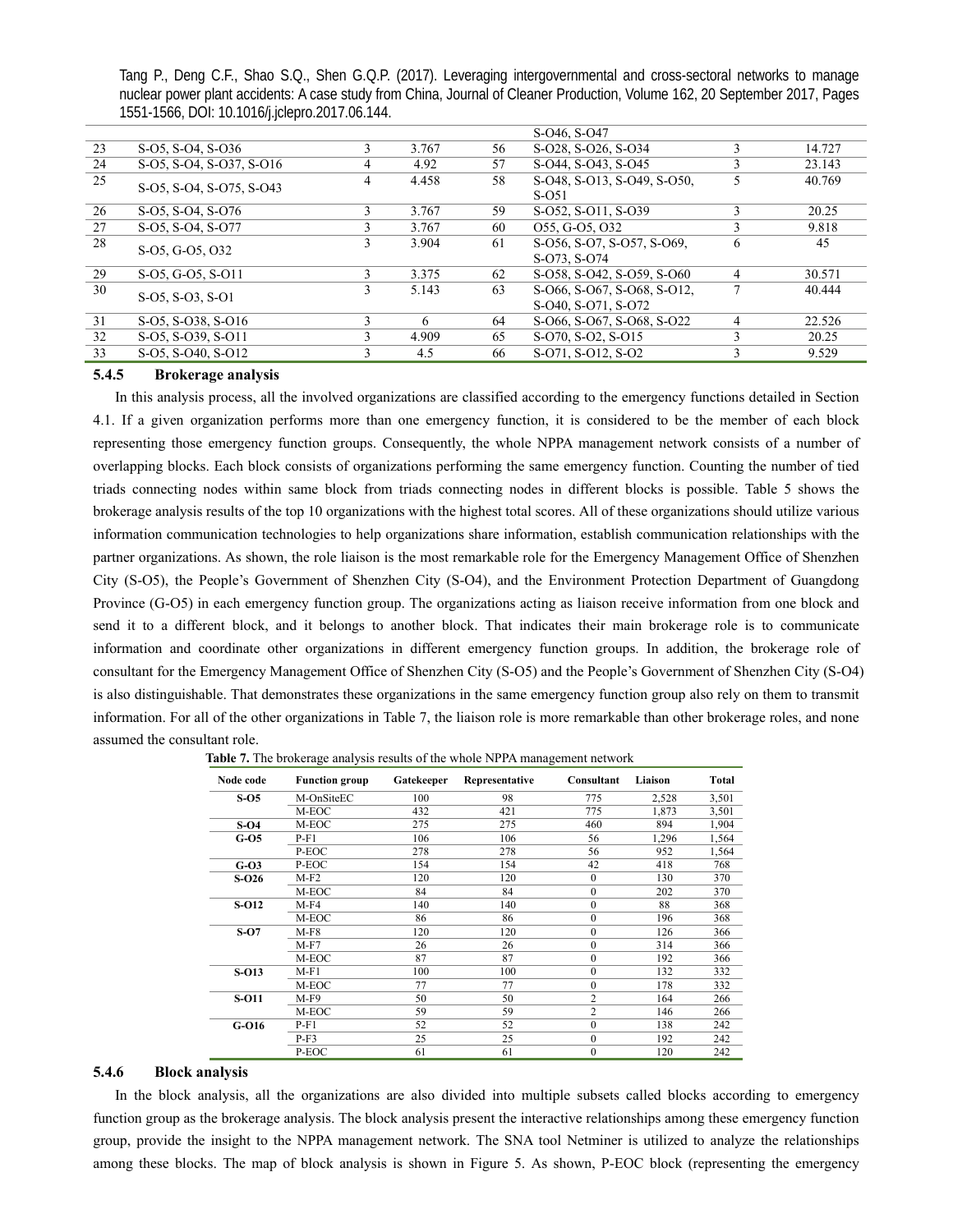| | | | | | S-O46, S-O47 | | |
|---|---|---|---|---|---|---|---|
| 23 | S-O5, S-O4, S-O36 | 3 | 3.767 | 56 | S-O28, S-O26, S-O34 | 3 | 14.727 |
| 24 | S-O5, S-O4, S-O37, S-O16 | 4 | 4.92 | 57 | S-O44, S-O43, S-O45 | 3 | 23.143 |
| 25 | S-O5, S-O4, S-O75, S-O43 | 4 | 4.458 | 58 | S-O48, S-O13, S-O49, S-O50, S-O51 | 5 | 40.769 |
| 26 | S-O5, S-O4, S-O76 | 3 | 3.767 | 59 | S-O52, S-O11, S-O39 | 3 | 20.25 |
| 27 | S-O5, S-O4, S-O77 | 3 | 3.767 | 60 | O55, G-O5, O32 | 3 | 9.818 |
| 28 | S-O5, G-O5, O32 | 3 | 3.904 | 61 | S-O56, S-O7, S-O57, S-O69, S-O73, S-O74 | 6 | 45 |
| 29 | S-O5, G-O5, S-O11 | 3 | 3.375 | 62 | S-O58, S-O42, S-O59, S-O60 | 4 | 30.571 |
| 30 | S-O5, S-O3, S-O1 | 3 | 5.143 | 63 | S-O66, S-O67, S-O68, S-O12, S-O40, S-O71, S-O72 | 7 | 40.444 |
| 31 | S-O5, S-O38, S-O16 | 3 | 6 | 64 | S-O66, S-O67, S-O68, S-O22 | 4 | 22.526 |
| 32 | S-O5, S-O39, S-O11 | 3 | 4.909 | 65 | S-O70, S-O2, S-O15 | 3 | 20.25 |
| 33 | S-O5, S-O40, S-O12 | 3 | 4.5 | 66 | S-O71, S-O12, S-O2 | 3 | 9.529 |

### 5.4.5 Brokerage analysis

In this analysis process, all the involved organizations are classified according to the emergency functions detailed in Section 4.1. If a given organization performs more than one emergency function, it is considered to be the member of each block representing those emergency function groups. Consequently, the whole NPPA management network consists of a number of overlapping blocks. Each block consists of organizations performing the same emergency function. Counting the number of tied triads connecting nodes within same block from triads connecting nodes in different blocks is possible. Table 5 shows the brokerage analysis results of the top 10 organizations with the highest total scores. All of these organizations should utilize various information communication technologies to help organizations share information, establish communication relationships with the partner organizations. As shown, the role liaison is the most remarkable role for the Emergency Management Office of Shenzhen City (S-O5), the People's Government of Shenzhen City (S-O4), and the Environment Protection Department of Guangdong Province (G-O5) in each emergency function group. The organizations acting as liaison receive information from one block and send it to a different block, and it belongs to another block. That indicates their main brokerage role is to communicate information and coordinate other organizations in different emergency function groups. In addition, the brokerage role of consultant for the Emergency Management Office of Shenzhen City (S-O5) and the People's Government of Shenzhen City (S-O4) is also distinguishable. That demonstrates these organizations in the same emergency function group also rely on them to transmit information. For all of the other organizations in Table 7, the liaison role is more remarkable than other brokerage roles, and none assumed the consultant role.

**Table 7.** The brokerage analysis results of the whole NPPA management network

| Node code | Function group | Gatekeeper | Representative | Consultant | Liaison | Total |
|---|---|---|---|---|---|---|
| **S-O5** | M-OnSiteEC | 100 | 98 | 775 | 2,528 | 3,501 |
| | M-EOC | 432 | 421 | 775 | 1,873 | 3,501 |
| **S-O4** | M-EOC | 275 | 275 | 460 | 894 | 1,904 |
| **G-O5** | P-F1 | 106 | 106 | 56 | 1,296 | 1,564 |
| | P-EOC | 278 | 278 | 56 | 952 | 1,564 |
| **G-O3** | P-EOC | 154 | 154 | 42 | 418 | 768 |
| **S-O26** | M-F2 | 120 | 120 | 0 | 130 | 370 |
| | M-EOC | 84 | 84 | 0 | 202 | 370 |
| **S-O12** | M-F4 | 140 | 140 | 0 | 88 | 368 |
| | M-EOC | 86 | 86 | 0 | 196 | 368 |
| **S-O7** | M-F8 | 120 | 120 | 0 | 126 | 366 |
| | M-F7 | 26 | 26 | 0 | 314 | 366 |
| | M-EOC | 87 | 87 | 0 | 192 | 366 |
| **S-O13** | M-F1 | 100 | 100 | 0 | 132 | 332 |
| | M-EOC | 77 | 77 | 0 | 178 | 332 |
| **S-O11** | M-F9 | 50 | 50 | 2 | 164 | 266 |
| | M-EOC | 59 | 59 | 2 | 146 | 266 |
| **G-O16** | P-F1 | 52 | 52 | 0 | 138 | 242 |
| | P-F3 | 25 | 25 | 0 | 192 | 242 |
| | P-EOC | 61 | 61 | 0 | 120 | 242 |

### 5.4.6 Block analysis

In the block analysis, all the organizations are also divided into multiple subsets called blocks according to emergency function group as the brokerage analysis. The block analysis present the interactive relationships among these emergency function group, provide the insight to the NPPA management network. The SNA tool Netminer is utilized to analyze the relationships among these blocks. The map of block analysis is shown in Figure 5. As shown, P-EOC block (representing the emergency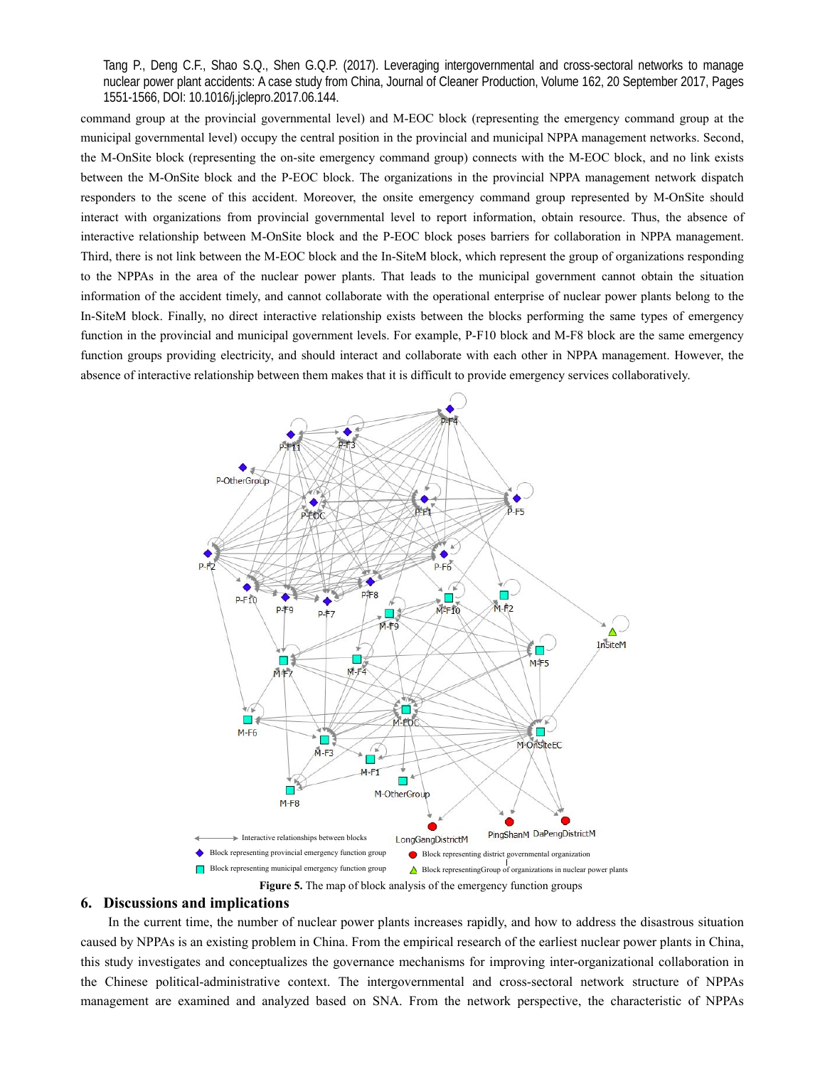command group at the provincial governmental level) and M-EOC block (representing the emergency command group at the municipal governmental level) occupy the central position in the provincial and municipal NPPA management networks. Second, the M-OnSite block (representing the on-site emergency command group) connects with the M-EOC block, and no link exists between the M-OnSite block and the P-EOC block. The organizations in the provincial NPPA management network dispatch responders to the scene of this accident. Moreover, the onsite emergency command group represented by M-OnSite should interact with organizations from provincial governmental level to report information, obtain resource. Thus, the absence of interactive relationship between M-OnSite block and the P-EOC block poses barriers for collaboration in NPPA management. Third, there is not link between the M-EOC block and the In-SiteM block, which represent the group of organizations responding to the NPPAs in the area of the nuclear power plants. That leads to the municipal government cannot obtain the situation information of the accident timely, and cannot collaborate with the operational enterprise of nuclear power plants belong to the In-SiteM block. Finally, no direct interactive relationship exists between the blocks performing the same types of emergency function in the provincial and municipal government levels. For example, P-F10 block and M-F8 block are the same emergency function groups providing electricity, and should interact and collaborate with each other in NPPA management. However, the absence of interactive relationship between them makes that it is difficult to provide emergency services collaboratively.

**Figure 5.** The map of block analysis of the emergency function groups

## 6. Discussions and implications

In the current time, the number of nuclear power plants increases rapidly, and how to address the disastrous situation caused by NPPAs is an existing problem in China. From the empirical research of the earliest nuclear power plants in China, this study investigates and conceptualizes the governance mechanisms for improving inter-organizational collaboration in the Chinese political-administrative context. The intergovernmental and cross-sectoral network structure of NPPAs management are examined and analyzed based on SNA. From the network perspective, the characteristic of NPPAs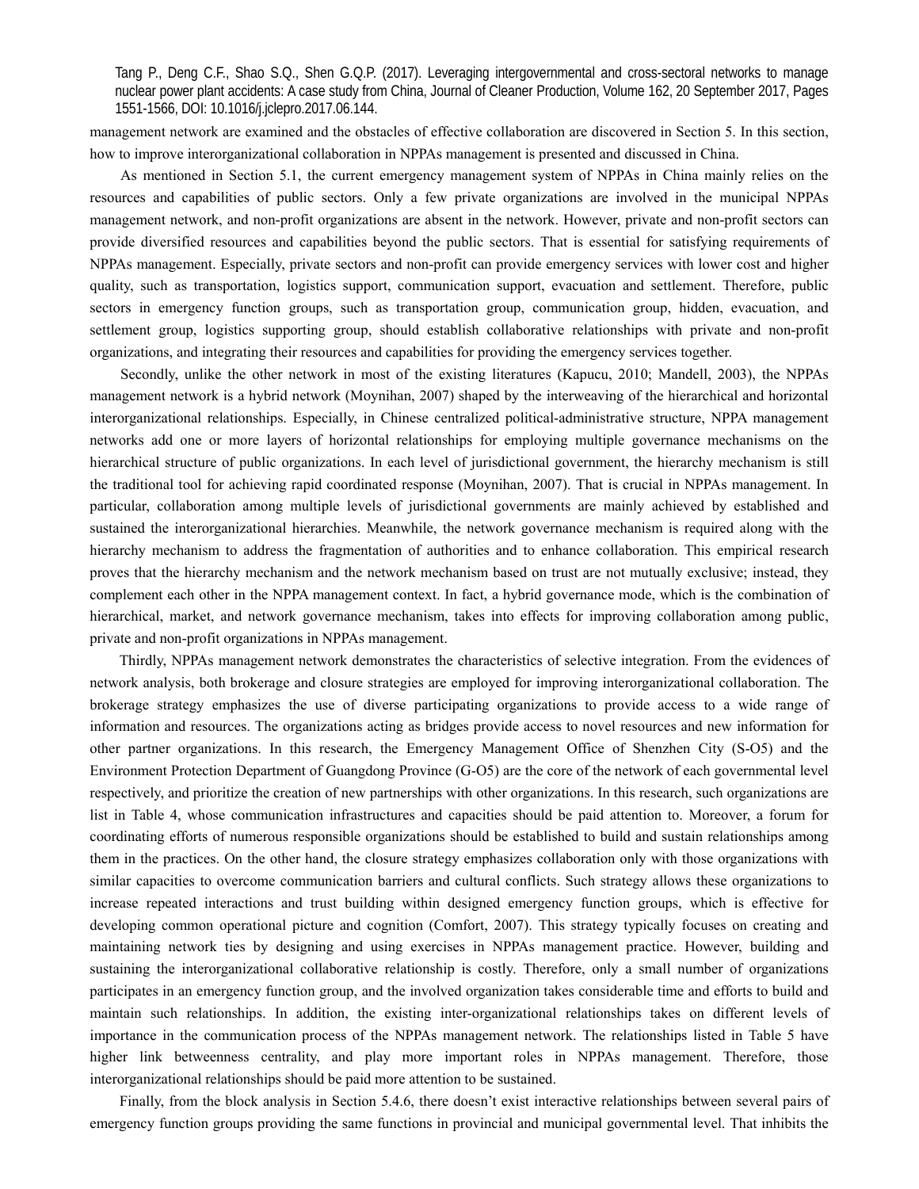management network are examined and the obstacles of effective collaboration are discovered in Section 5. In this section, how to improve interorganizational collaboration in NPPAs management is presented and discussed in China.

As mentioned in Section 5.1, the current emergency management system of NPPAs in China mainly relies on the resources and capabilities of public sectors. Only a few private organizations are involved in the municipal NPPAs management network, and non-profit organizations are absent in the network. However, private and non-profit sectors can provide diversified resources and capabilities beyond the public sectors. That is essential for satisfying requirements of NPPAs management. Especially, private sectors and non-profit can provide emergency services with lower cost and higher quality, such as transportation, logistics support, communication support, evacuation and settlement. Therefore, public sectors in emergency function groups, such as transportation group, communication group, hidden, evacuation, and settlement group, logistics supporting group, should establish collaborative relationships with private and non-profit organizations, and integrating their resources and capabilities for providing the emergency services together.

Secondly, unlike the other network in most of the existing literatures (Kapucu, 2010; Mandell, 2003), the NPPAs management network is a hybrid network (Moynihan, 2007) shaped by the interweaving of the hierarchical and horizontal interorganizational relationships. Especially, in Chinese centralized political-administrative structure, NPPA management networks add one or more layers of horizontal relationships for employing multiple governance mechanisms on the hierarchical structure of public organizations. In each level of jurisdictional government, the hierarchy mechanism is still the traditional tool for achieving rapid coordinated response (Moynihan, 2007). That is crucial in NPPAs management. In particular, collaboration among multiple levels of jurisdictional governments are mainly achieved by established and sustained the interorganizational hierarchies. Meanwhile, the network governance mechanism is required along with the hierarchy mechanism to address the fragmentation of authorities and to enhance collaboration. This empirical research proves that the hierarchy mechanism and the network mechanism based on trust are not mutually exclusive; instead, they complement each other in the NPPA management context. In fact, a hybrid governance mode, which is the combination of hierarchical, market, and network governance mechanism, takes into effects for improving collaboration among public, private and non-profit organizations in NPPAs management.

Thirdly, NPPAs management network demonstrates the characteristics of selective integration. From the evidences of network analysis, both brokerage and closure strategies are employed for improving interorganizational collaboration. The brokerage strategy emphasizes the use of diverse participating organizations to provide access to a wide range of information and resources. The organizations acting as bridges provide access to novel resources and new information for other partner organizations. In this research, the Emergency Management Office of Shenzhen City (S-O5) and the Environment Protection Department of Guangdong Province (G-O5) are the core of the network of each governmental level respectively, and prioritize the creation of new partnerships with other organizations. In this research, such organizations are list in Table 4, whose communication infrastructures and capacities should be paid attention to. Moreover, a forum for coordinating efforts of numerous responsible organizations should be established to build and sustain relationships among them in the practices. On the other hand, the closure strategy emphasizes collaboration only with those organizations with similar capacities to overcome communication barriers and cultural conflicts. Such strategy allows these organizations to increase repeated interactions and trust building within designed emergency function groups, which is effective for developing common operational picture and cognition (Comfort, 2007). This strategy typically focuses on creating and maintaining network ties by designing and using exercises in NPPAs management practice. However, building and sustaining the interorganizational collaborative relationship is costly. Therefore, only a small number of organizations participates in an emergency function group, and the involved organization takes considerable time and efforts to build and maintain such relationships. In addition, the existing inter-organizational relationships takes on different levels of importance in the communication process of the NPPAs management network. The relationships listed in Table 5 have higher link betweenness centrality, and play more important roles in NPPAs management. Therefore, those interorganizational relationships should be paid more attention to be sustained.

Finally, from the block analysis in Section 5.4.6, there doesn't exist interactive relationships between several pairs of emergency function groups providing the same functions in provincial and municipal governmental level. That inhibits the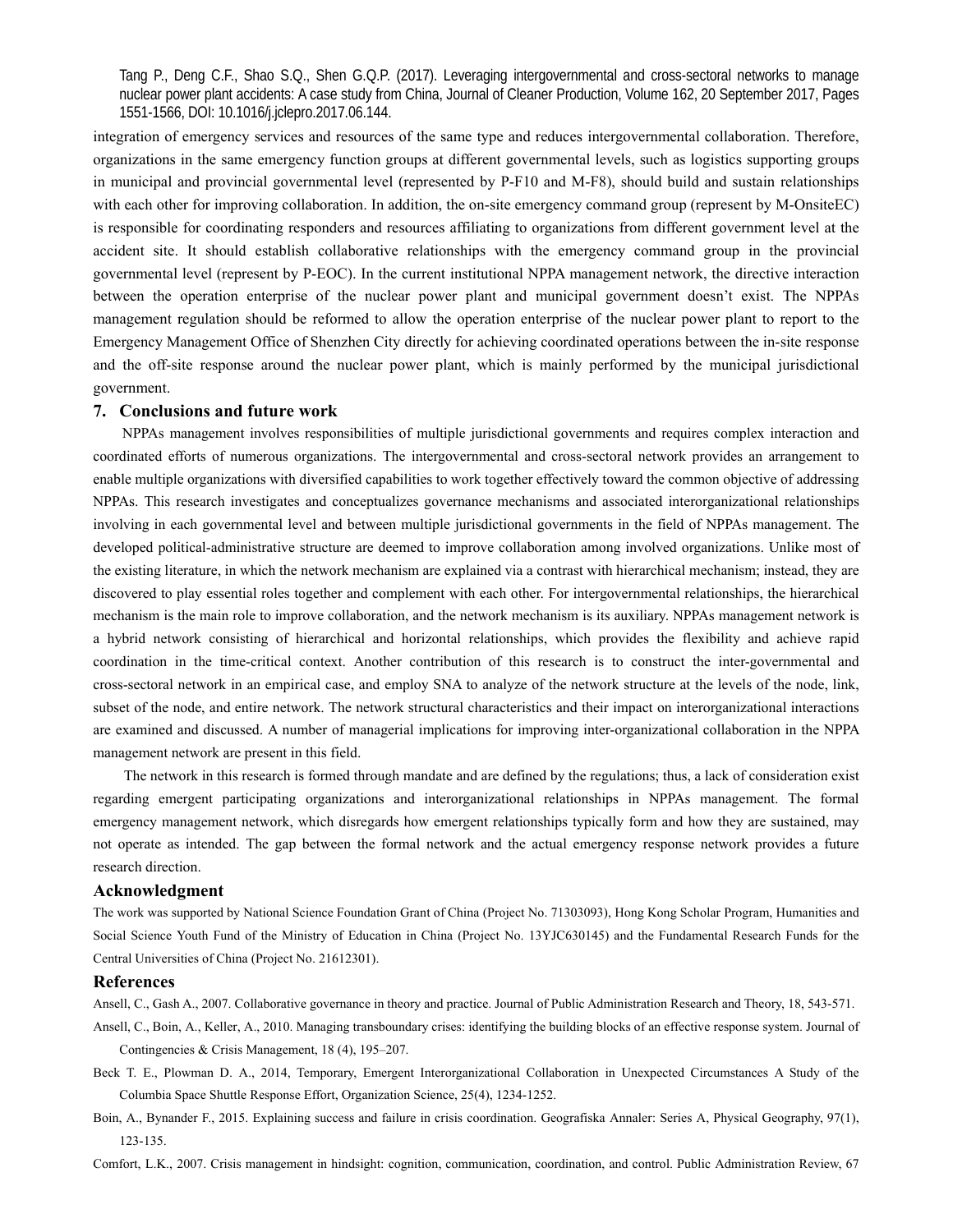integration of emergency services and resources of the same type and reduces intergovernmental collaboration. Therefore, organizations in the same emergency function groups at different governmental levels, such as logistics supporting groups in municipal and provincial governmental level (represented by P-F10 and M-F8), should build and sustain relationships with each other for improving collaboration. In addition, the on-site emergency command group (represent by M-OnsiteEC) is responsible for coordinating responders and resources affiliating to organizations from different government level at the accident site. It should establish collaborative relationships with the emergency command group in the provincial governmental level (represent by P-EOC). In the current institutional NPPA management network, the directive interaction between the operation enterprise of the nuclear power plant and municipal government doesn't exist. The NPPAs management regulation should be reformed to allow the operation enterprise of the nuclear power plant to report to the Emergency Management Office of Shenzhen City directly for achieving coordinated operations between the in-site response and the off-site response around the nuclear power plant, which is mainly performed by the municipal jurisdictional government.

## 7. Conclusions and future work

NPPAs management involves responsibilities of multiple jurisdictional governments and requires complex interaction and coordinated efforts of numerous organizations. The intergovernmental and cross-sectoral network provides an arrangement to enable multiple organizations with diversified capabilities to work together effectively toward the common objective of addressing NPPAs. This research investigates and conceptualizes governance mechanisms and associated interorganizational relationships involving in each governmental level and between multiple jurisdictional governments in the field of NPPAs management. The developed political-administrative structure are deemed to improve collaboration among involved organizations. Unlike most of the existing literature, in which the network mechanism are explained via a contrast with hierarchical mechanism; instead, they are discovered to play essential roles together and complement with each other. For intergovernmental relationships, the hierarchical mechanism is the main role to improve collaboration, and the network mechanism is its auxiliary. NPPAs management network is a hybrid network consisting of hierarchical and horizontal relationships, which provides the flexibility and achieve rapid coordination in the time-critical context. Another contribution of this research is to construct the inter-governmental and cross-sectoral network in an empirical case, and employ SNA to analyze of the network structure at the levels of the node, link, subset of the node, and entire network. The network structural characteristics and their impact on interorganizational interactions are examined and discussed. A number of managerial implications for improving inter-organizational collaboration in the NPPA management network are present in this field.

The network in this research is formed through mandate and are defined by the regulations; thus, a lack of consideration exist regarding emergent participating organizations and interorganizational relationships in NPPAs management. The formal emergency management network, which disregards how emergent relationships typically form and how they are sustained, may not operate as intended. The gap between the formal network and the actual emergency response network provides a future research direction.

## Acknowledgment

The work was supported by National Science Foundation Grant of China (Project No. 71303093), Hong Kong Scholar Program, Humanities and Social Science Youth Fund of the Ministry of Education in China (Project No. 13YJC630145) and the Fundamental Research Funds for the Central Universities of China (Project No. 21612301).

## References

Ansell, C., Gash A., 2007. Collaborative governance in theory and practice. Journal of Public Administration Research and Theory, 18, 543-571.

Ansell, C., Boin, A., Keller, A., 2010. Managing transboundary crises: identifying the building blocks of an effective response system. Journal of Contingencies & Crisis Management, 18 (4), 195–207.

Beck T. E., Plowman D. A., 2014, Temporary, Emergent Interorganizational Collaboration in Unexpected Circumstances A Study of the Columbia Space Shuttle Response Effort, Organization Science, 25(4), 1234-1252.

Boin, A., Bynander F., 2015. Explaining success and failure in crisis coordination. Geografiska Annaler: Series A, Physical Geography, 97(1), 123-135.

Comfort, L.K., 2007. Crisis management in hindsight: cognition, communication, coordination, and control. Public Administration Review, 67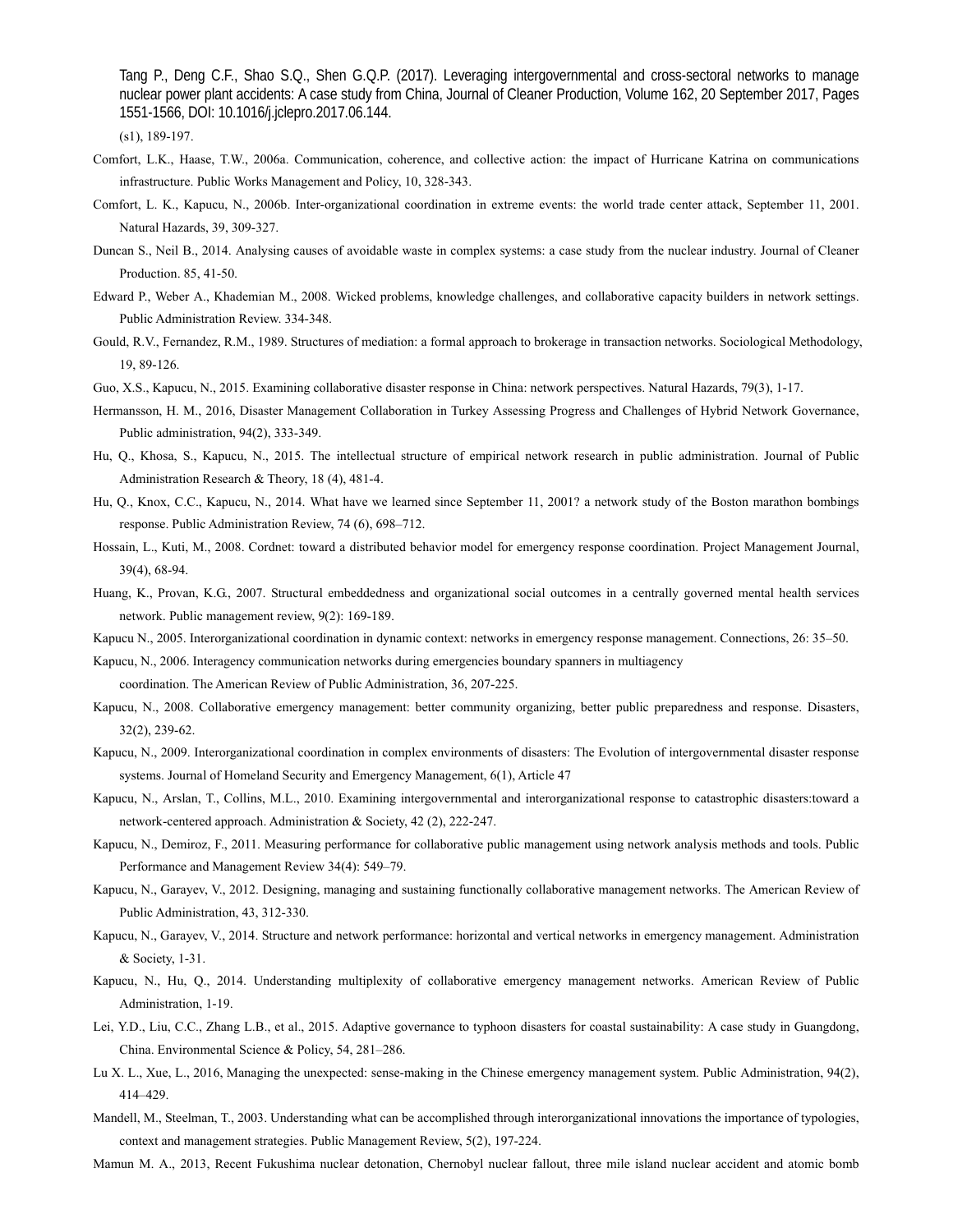(s1), 189-197.

Comfort, L.K., Haase, T.W., 2006a. Communication, coherence, and collective action: the impact of Hurricane Katrina on communications infrastructure. Public Works Management and Policy, 10, 328-343.

Comfort, L. K., Kapucu, N., 2006b. Inter-organizational coordination in extreme events: the world trade center attack, September 11, 2001. Natural Hazards, 39, 309-327.

Duncan S., Neil B., 2014. Analysing causes of avoidable waste in complex systems: a case study from the nuclear industry. Journal of Cleaner Production. 85, 41-50.

Edward P., Weber A., Khademian M., 2008. Wicked problems, knowledge challenges, and collaborative capacity builders in network settings. Public Administration Review. 334-348.

Gould, R.V., Fernandez, R.M., 1989. Structures of mediation: a formal approach to brokerage in transaction networks. Sociological Methodology, 19, 89-126.

Guo, X.S., Kapucu, N., 2015. Examining collaborative disaster response in China: network perspectives. Natural Hazards, 79(3), 1-17.

Hermansson, H. M., 2016, Disaster Management Collaboration in Turkey Assessing Progress and Challenges of Hybrid Network Governance, Public administration, 94(2), 333-349.

Hu, Q., Khosa, S., Kapucu, N., 2015. The intellectual structure of empirical network research in public administration. Journal of Public Administration Research & Theory, 18 (4), 481-4.

Hu, Q., Knox, C.C., Kapucu, N., 2014. What have we learned since September 11, 2001? a network study of the Boston marathon bombings response. Public Administration Review, 74 (6), 698–712.

Hossain, L., Kuti, M., 2008. Cordnet: toward a distributed behavior model for emergency response coordination. Project Management Journal, 39(4), 68-94.

Huang, K., Provan, K.G., 2007. Structural embeddedness and organizational social outcomes in a centrally governed mental health services network. Public management review, 9(2): 169-189.

Kapucu N., 2005. Interorganizational coordination in dynamic context: networks in emergency response management. Connections, 26: 35–50.

Kapucu, N., 2006. Interagency communication networks during emergencies boundary spanners in multiagency coordination. The American Review of Public Administration, 36, 207-225.

Kapucu, N., 2008. Collaborative emergency management: better community organizing, better public preparedness and response. Disasters, 32(2), 239-62.

Kapucu, N., 2009. Interorganizational coordination in complex environments of disasters: The Evolution of intergovernmental disaster response systems. Journal of Homeland Security and Emergency Management, 6(1), Article 47

Kapucu, N., Arslan, T., Collins, M.L., 2010. Examining intergovernmental and interorganizational response to catastrophic disasters:toward a network-centered approach. Administration & Society, 42 (2), 222-247.

Kapucu, N., Demiroz, F., 2011. Measuring performance for collaborative public management using network analysis methods and tools. Public Performance and Management Review 34(4): 549–79.

Kapucu, N., Garayev, V., 2012. Designing, managing and sustaining functionally collaborative management networks. The American Review of Public Administration, 43, 312-330.

Kapucu, N., Garayev, V., 2014. Structure and network performance: horizontal and vertical networks in emergency management. Administration & Society, 1-31.

Kapucu, N., Hu, Q., 2014. Understanding multiplexity of collaborative emergency management networks. American Review of Public Administration, 1-19.

Lei, Y.D., Liu, C.C., Zhang L.B., et al., 2015. Adaptive governance to typhoon disasters for coastal sustainability: A case study in Guangdong, China. Environmental Science & Policy, 54, 281–286.

Lu X. L., Xue, L., 2016, Managing the unexpected: sense-making in the Chinese emergency management system. Public Administration, 94(2), 414–429.

Mandell, M., Steelman, T., 2003. Understanding what can be accomplished through interorganizational innovations the importance of typologies, context and management strategies. Public Management Review, 5(2), 197-224.

Mamun M. A., 2013, Recent Fukushima nuclear detonation, Chernobyl nuclear fallout, three mile island nuclear accident and atomic bomb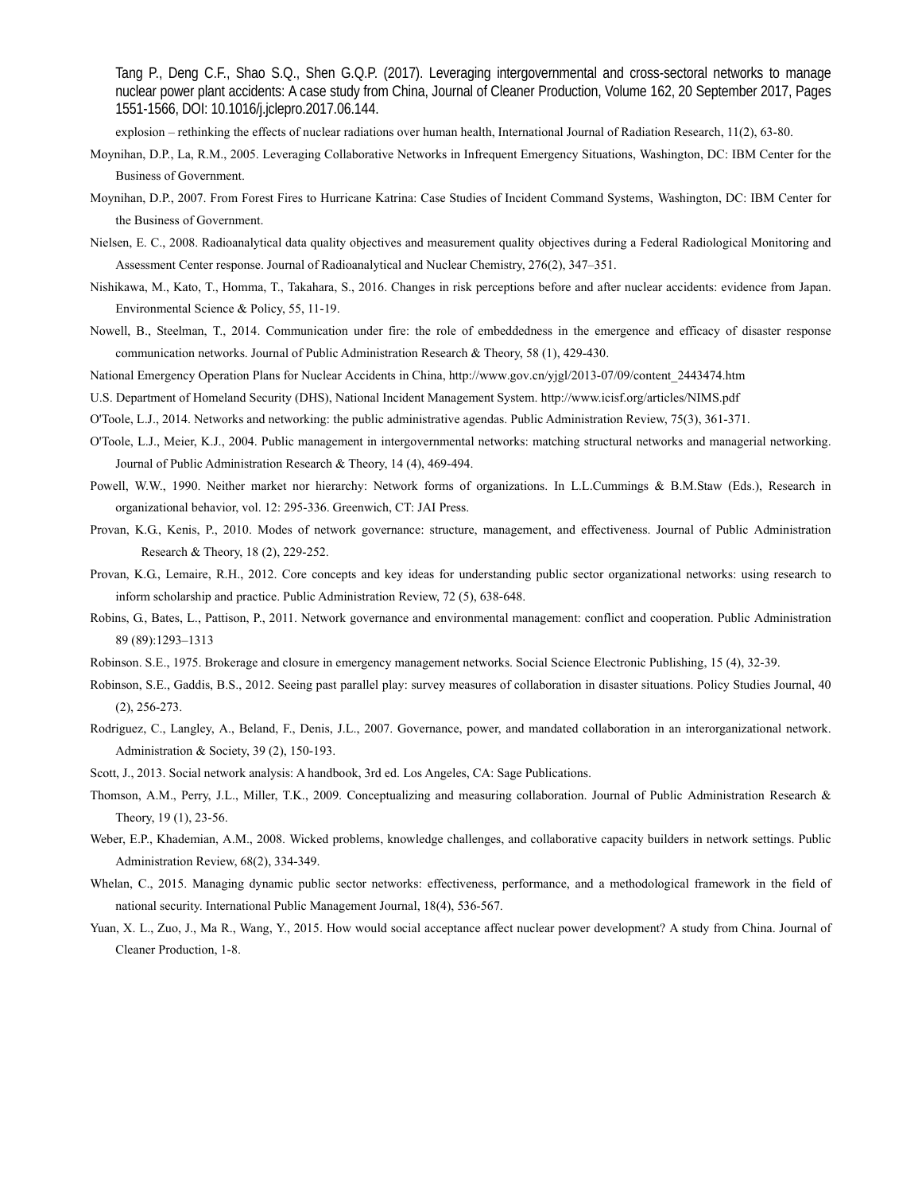explosion – rethinking the effects of nuclear radiations over human health, International Journal of Radiation Research, 11(2), 63-80.

Moynihan, D.P., La, R.M., 2005. Leveraging Collaborative Networks in Infrequent Emergency Situations, Washington, DC: IBM Center for the Business of Government.

Moynihan, D.P., 2007. From Forest Fires to Hurricane Katrina: Case Studies of Incident Command Systems, Washington, DC: IBM Center for the Business of Government.

Nielsen, E. C., 2008. Radioanalytical data quality objectives and measurement quality objectives during a Federal Radiological Monitoring and Assessment Center response. Journal of Radioanalytical and Nuclear Chemistry, 276(2), 347–351.

Nishikawa, M., Kato, T., Homma, T., Takahara, S., 2016. Changes in risk perceptions before and after nuclear accidents: evidence from Japan. Environmental Science & Policy, 55, 11-19.

Nowell, B., Steelman, T., 2014. Communication under fire: the role of embeddedness in the emergence and efficacy of disaster response communication networks. Journal of Public Administration Research & Theory, 58 (1), 429-430.

National Emergency Operation Plans for Nuclear Accidents in China, http://www.gov.cn/yjgl/2013-07/09/content_2443474.htm

U.S. Department of Homeland Security (DHS), National Incident Management System. http://www.icisf.org/articles/NIMS.pdf

O'Toole, L.J., 2014. Networks and networking: the public administrative agendas. Public Administration Review, 75(3), 361-371.

O'Toole, L.J., Meier, K.J., 2004. Public management in intergovernmental networks: matching structural networks and managerial networking. Journal of Public Administration Research & Theory, 14 (4), 469-494.

Powell, W.W., 1990. Neither market nor hierarchy: Network forms of organizations. In L.L.Cummings & B.M.Staw (Eds.), Research in organizational behavior, vol. 12: 295-336. Greenwich, CT: JAI Press.

Provan, K.G., Kenis, P., 2010. Modes of network governance: structure, management, and effectiveness. Journal of Public Administration Research & Theory, 18 (2), 229-252.

Provan, K.G., Lemaire, R.H., 2012. Core concepts and key ideas for understanding public sector organizational networks: using research to inform scholarship and practice. Public Administration Review, 72 (5), 638-648.

Robins, G., Bates, L., Pattison, P., 2011. Network governance and environmental management: conflict and cooperation. Public Administration 89 (89):1293–1313

Robinson. S.E., 1975. Brokerage and closure in emergency management networks. Social Science Electronic Publishing, 15 (4), 32-39.

Robinson, S.E., Gaddis, B.S., 2012. Seeing past parallel play: survey measures of collaboration in disaster situations. Policy Studies Journal, 40 (2), 256-273.

Rodriguez, C., Langley, A., Beland, F., Denis, J.L., 2007. Governance, power, and mandated collaboration in an interorganizational network. Administration & Society, 39 (2), 150-193.

Scott, J., 2013. Social network analysis: A handbook, 3rd ed. Los Angeles, CA: Sage Publications.

Thomson, A.M., Perry, J.L., Miller, T.K., 2009. Conceptualizing and measuring collaboration. Journal of Public Administration Research & Theory, 19 (1), 23-56.

Weber, E.P., Khademian, A.M., 2008. Wicked problems, knowledge challenges, and collaborative capacity builders in network settings. Public Administration Review, 68(2), 334-349.

Whelan, C., 2015. Managing dynamic public sector networks: effectiveness, performance, and a methodological framework in the field of national security. International Public Management Journal, 18(4), 536-567.

Yuan, X. L., Zuo, J., Ma R., Wang, Y., 2015. How would social acceptance affect nuclear power development? A study from China. Journal of Cleaner Production, 1-8.